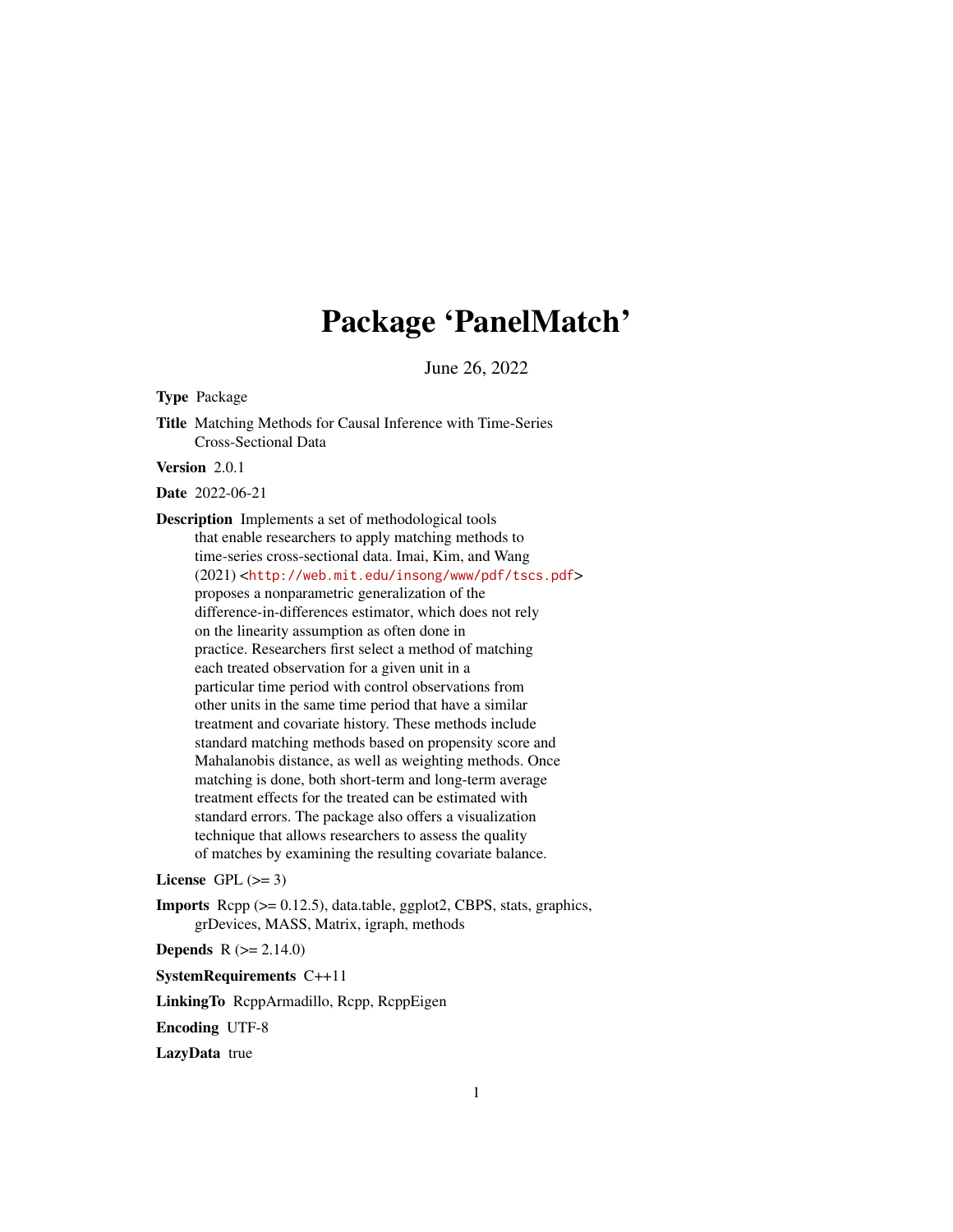# Package 'PanelMatch'

June 26, 2022

**Type** Package

**Title** Matching Methods for Causal Inference with Time-Series Cross-Sectional Data

**Version** 2.0.1

**Date** 2022-06-21

**Description** Implements a set of methodological tools that enable researchers to apply matching methods to time-series cross-sectional data. Imai, Kim, and Wang (2021) <http://web.mit.edu/insong/www/pdf/tscs.pdf> proposes a nonparametric generalization of the difference-in-differences estimator, which does not rely on the linearity assumption as often done in practice. Researchers first select a method of matching each treated observation for a given unit in a particular time period with control observations from other units in the same time period that have a similar treatment and covariate history. These methods include standard matching methods based on propensity score and Mahalanobis distance, as well as weighting methods. Once matching is done, both short-term and long-term average treatment effects for the treated can be estimated with standard errors. The package also offers a visualization technique that allows researchers to assess the quality of matches by examining the resulting covariate balance.

**License** GPL (>= 3)

**Imports** Rcpp (>= 0.12.5), data.table, ggplot2, CBPS, stats, graphics, grDevices, MASS, Matrix, igraph, methods

**Depends** R (>= 2.14.0)

**SystemRequirements** C++11

**LinkingTo** RcppArmadillo, Rcpp, RcppEigen

**Encoding** UTF-8

**LazyData** true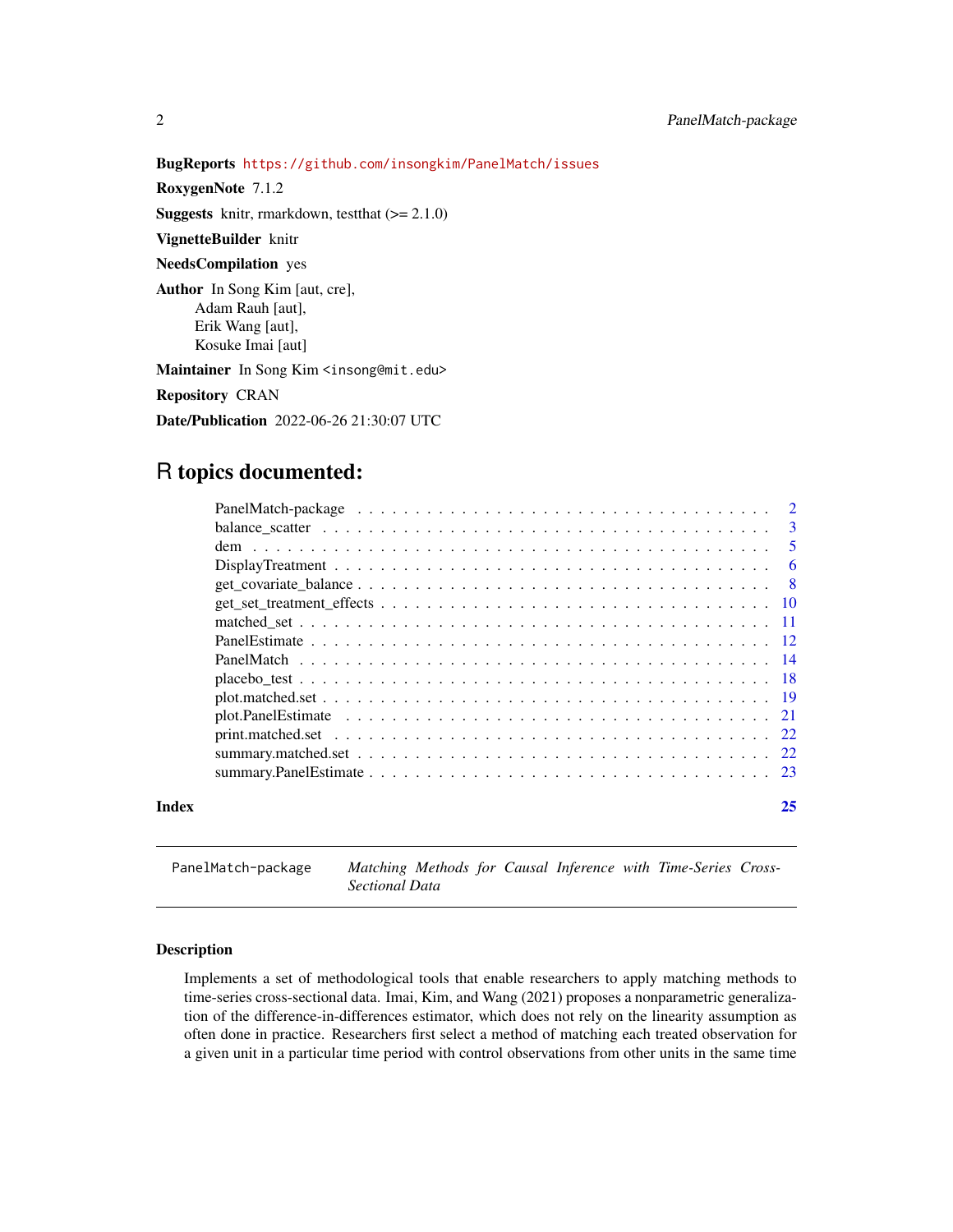**BugReports** https://github.com/insongkim/PanelMatch/issues

**RoxygenNote** 7.1.2

**Suggests** knitr, rmarkdown, testthat (>= 2.1.0)

**VignetteBuilder** knitr

**NeedsCompilation** yes

**Author** In Song Kim [aut, cre],
Adam Rauh [aut],
Erik Wang [aut],
Kosuke Imai [aut]

**Maintainer** In Song Kim <insong@mit.edu>

**Repository** CRAN

**Date/Publication** 2022-06-26 21:30:07 UTC

# R topics documented:

| | |
|---|---|
| PanelMatch-package | 2 |
| balance_scatter | 3 |
| dem | 5 |
| DisplayTreatment | 6 |
| get_covariate_balance | 8 |
| get_set_treatment_effects | 10 |
| matched_set | 11 |
| PanelEstimate | 12 |
| PanelMatch | 14 |
| placebo_test | 18 |
| plot.matched.set | 19 |
| plot.PanelEstimate | 21 |
| print.matched.set | 22 |
| summary.matched.set | 22 |
| summary.PanelEstimate | 23 |
| **Index** | **25** |

---

PanelMatch-package    *Matching Methods for Causal Inference with Time-Series Cross-Sectional Data*

---

## Description

Implements a set of methodological tools that enable researchers to apply matching methods to time-series cross-sectional data. Imai, Kim, and Wang (2021) proposes a nonparametric generalization of the difference-in-differences estimator, which does not rely on the linearity assumption as often done in practice. Researchers first select a method of matching each treated observation for a given unit in a particular time period with control observations from other units in the same time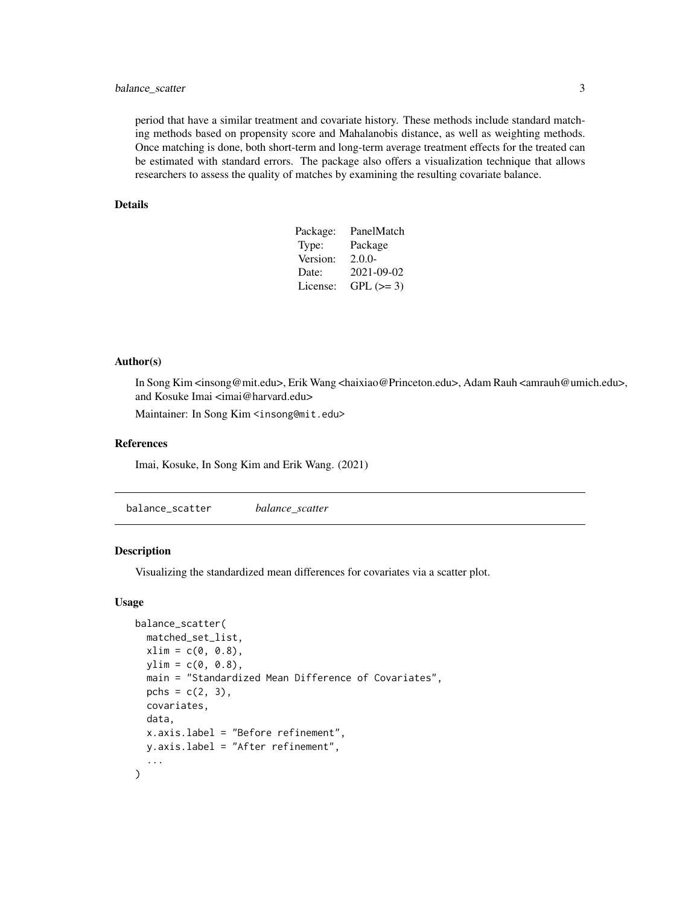period that have a similar treatment and covariate history. These methods include standard matching methods based on propensity score and Mahalanobis distance, as well as weighting methods. Once matching is done, both short-term and long-term average treatment effects for the treated can be estimated with standard errors. The package also offers a visualization technique that allows researchers to assess the quality of matches by examining the resulting covariate balance.

### Details

| | |
|---|---|
| Package: | PanelMatch |
| Type: | Package |
| Version: | 2.0.0- |
| Date: | 2021-09-02 |
| License: | GPL (>= 3) |

### Author(s)

In Song Kim <insong@mit.edu>, Erik Wang <haixiao@Princeton.edu>, Adam Rauh <amrauh@umich.edu>, and Kosuke Imai <imai@harvard.edu>

Maintainer: In Song Kim <insong@mit.edu>

### References

Imai, Kosuke, In Song Kim and Erik Wang. (2021)

---

## balance_scatter *balance_scatter*

---

### Description

Visualizing the standardized mean differences for covariates via a scatter plot.

### Usage

```
balance_scatter(
  matched_set_list,
  xlim = c(0, 0.8),
  ylim = c(0, 0.8),
  main = "Standardized Mean Difference of Covariates",
  pchs = c(2, 3),
  covariates,
  data,
  x.axis.label = "Before refinement",
  y.axis.label = "After refinement",
  ...
)
```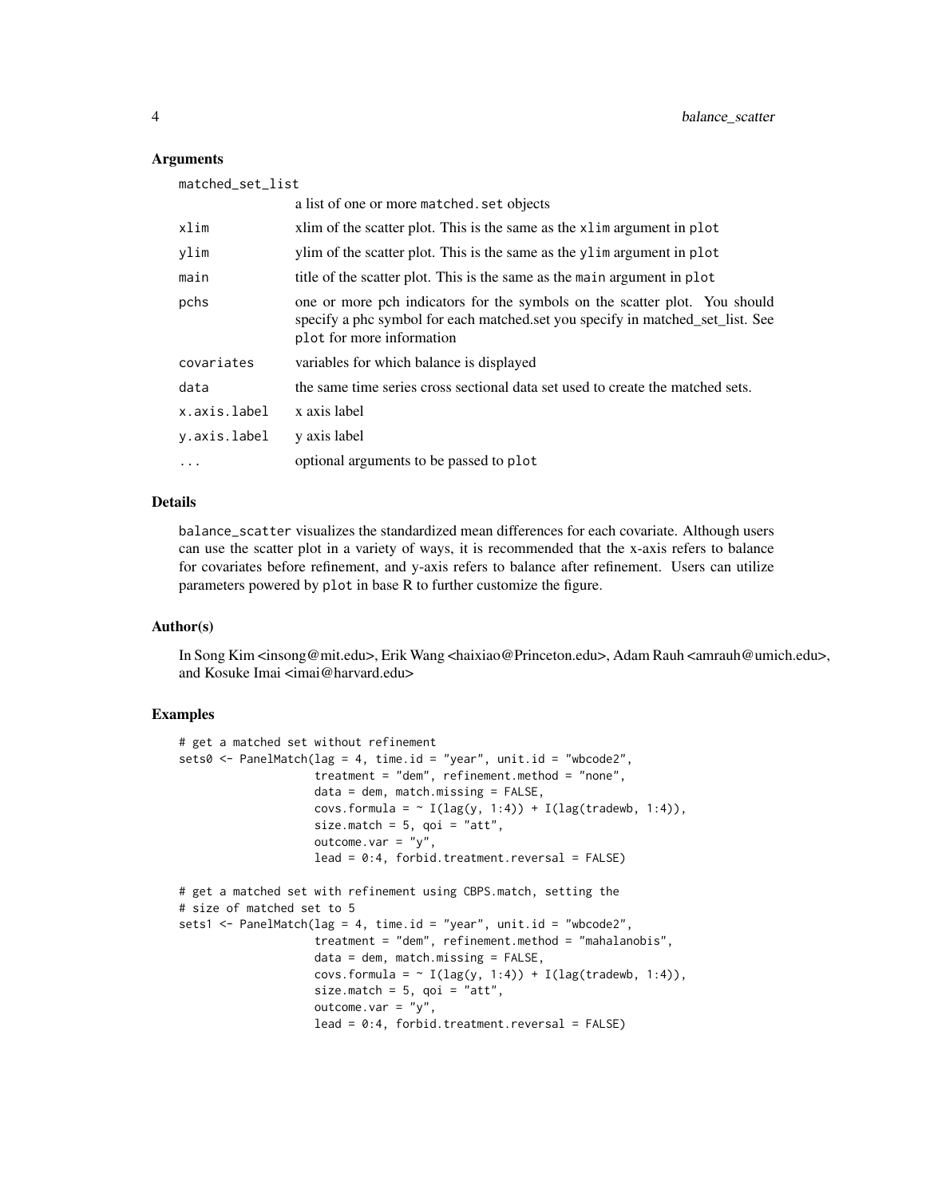### Arguments

| | |
|---|---|
| matched_set_list | a list of one or more matched.set objects |
| xlim | xlim of the scatter plot. This is the same as the xlim argument in plot |
| ylim | ylim of the scatter plot. This is the same as the ylim argument in plot |
| main | title of the scatter plot. This is the same as the main argument in plot |
| pchs | one or more pch indicators for the symbols on the scatter plot. You should specify a phc symbol for each matched.set you specify in matched_set_list. See plot for more information |
| covariates | variables for which balance is displayed |
| data | the same time series cross sectional data set used to create the matched sets. |
| x.axis.label | x axis label |
| y.axis.label | y axis label |
| ... | optional arguments to be passed to plot |

### Details

balance_scatter visualizes the standardized mean differences for each covariate. Although users can use the scatter plot in a variety of ways, it is recommended that the x-axis refers to balance for covariates before refinement, and y-axis refers to balance after refinement. Users can utilize parameters powered by plot in base R to further customize the figure.

### Author(s)

In Song Kim <insong@mit.edu>, Erik Wang <haixiao@Princeton.edu>, Adam Rauh <amrauh@umich.edu>, and Kosuke Imai <imai@harvard.edu>

### Examples

```
# get a matched set without refinement
sets0 <- PanelMatch(lag = 4, time.id = "year", unit.id = "wbcode2",
                    treatment = "dem", refinement.method = "none",
                    data = dem, match.missing = FALSE,
                    covs.formula = ~ I(lag(y, 1:4)) + I(lag(tradewb, 1:4)),
                    size.match = 5, qoi = "att",
                    outcome.var = "y",
                    lead = 0:4, forbid.treatment.reversal = FALSE)

# get a matched set with refinement using CBPS.match, setting the
# size of matched set to 5
sets1 <- PanelMatch(lag = 4, time.id = "year", unit.id = "wbcode2",
                    treatment = "dem", refinement.method = "mahalanobis",
                    data = dem, match.missing = FALSE,
                    covs.formula = ~ I(lag(y, 1:4)) + I(lag(tradewb, 1:4)),
                    size.match = 5, qoi = "att",
                    outcome.var = "y",
                    lead = 0:4, forbid.treatment.reversal = FALSE)
```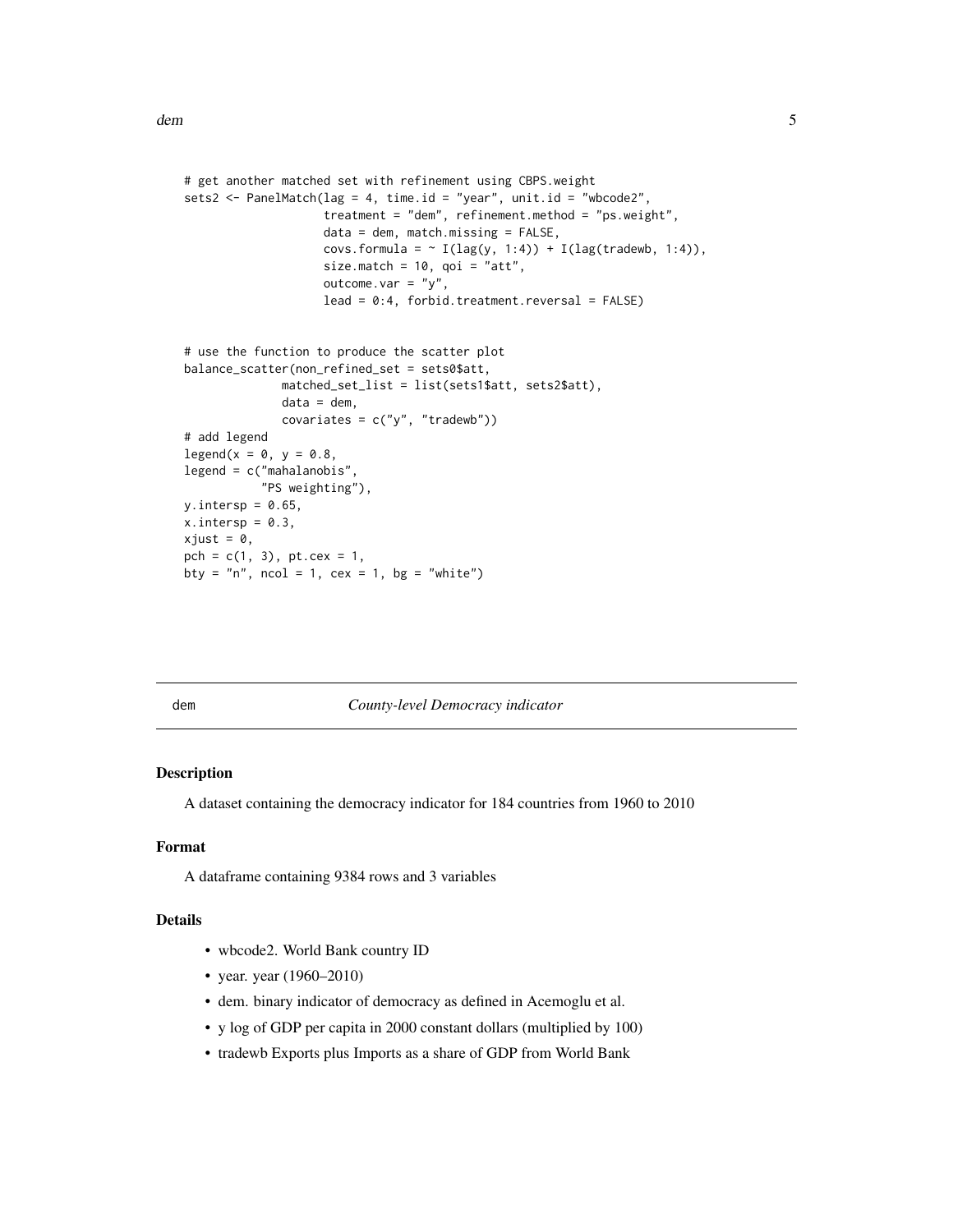```
# get another matched set with refinement using CBPS.weight
sets2 <- PanelMatch(lag = 4, time.id = "year", unit.id = "wbcode2",
                    treatment = "dem", refinement.method = "ps.weight",
                    data = dem, match.missing = FALSE,
                    covs.formula = ~ I(lag(y, 1:4)) + I(lag(tradewb, 1:4)),
                    size.match = 10, qoi = "att",
                    outcome.var = "y",
                    lead = 0:4, forbid.treatment.reversal = FALSE)


# use the function to produce the scatter plot
balance_scatter(non_refined_set = sets0$att,
              matched_set_list = list(sets1$att, sets2$att),
              data = dem,
              covariates = c("y", "tradewb"))
# add legend
legend(x = 0, y = 0.8,
legend = c("mahalanobis",
          "PS weighting"),
y.intersp = 0.65,
x.intersp = 0.3,
xjust = 0,
pch = c(1, 3), pt.cex = 1,
bty = "n", ncol = 1, cex = 1, bg = "white")
```

---

dem *County-level Democracy indicator*

---

## Description

A dataset containing the democracy indicator for 184 countries from 1960 to 2010

## Format

A dataframe containing 9384 rows and 3 variables

## Details

- wbcode2. World Bank country ID
- year. year (1960–2010)
- dem. binary indicator of democracy as defined in Acemoglu et al.
- y log of GDP per capita in 2000 constant dollars (multiplied by 100)
- tradewb Exports plus Imports as a share of GDP from World Bank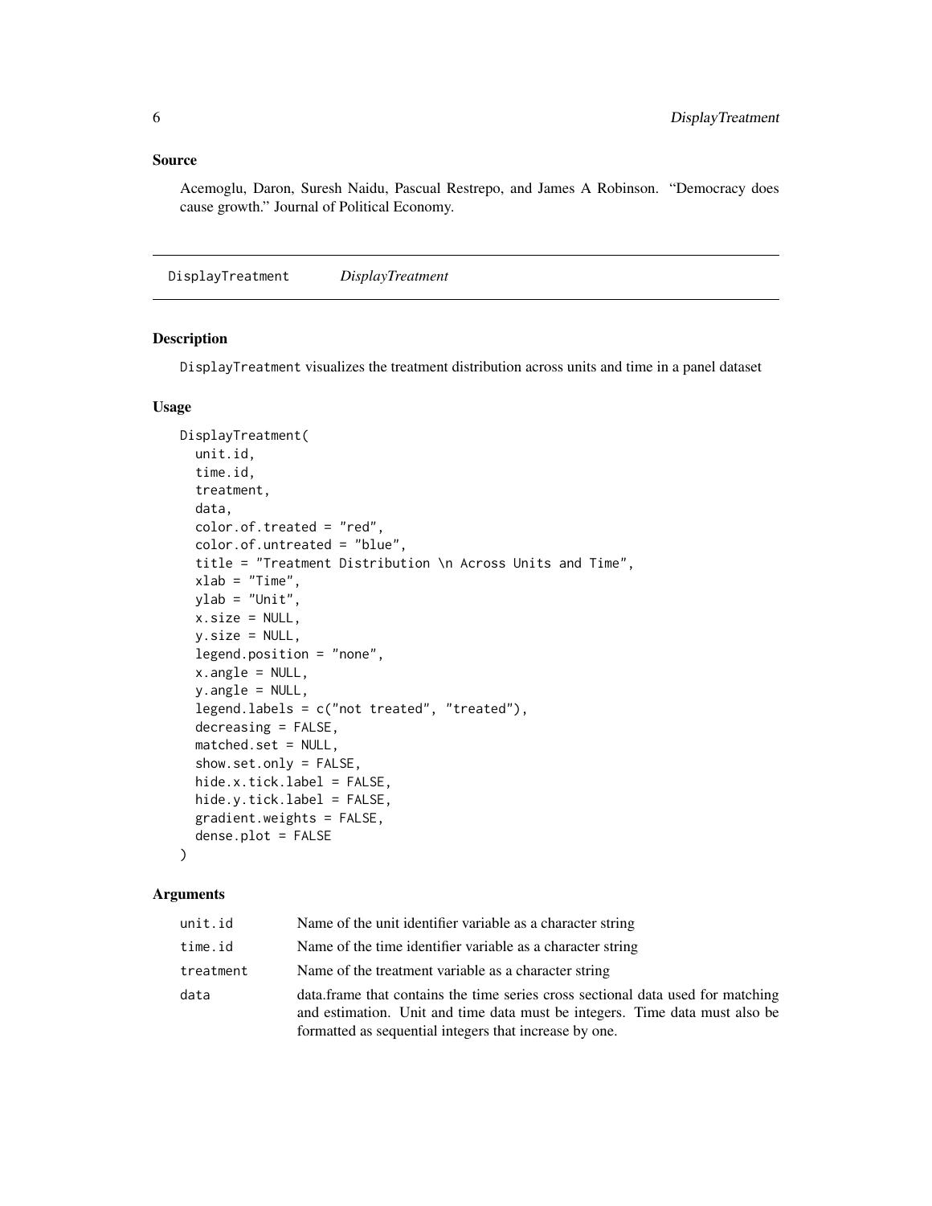### Source

Acemoglu, Daron, Suresh Naidu, Pascual Restrepo, and James A Robinson. "Democracy does cause growth." Journal of Political Economy.

---

## DisplayTreatment *DisplayTreatment*

### Description

DisplayTreatment visualizes the treatment distribution across units and time in a panel dataset

### Usage

```
DisplayTreatment(
  unit.id,
  time.id,
  treatment,
  data,
  color.of.treated = "red",
  color.of.untreated = "blue",
  title = "Treatment Distribution \n Across Units and Time",
  xlab = "Time",
  ylab = "Unit",
  x.size = NULL,
  y.size = NULL,
  legend.position = "none",
  x.angle = NULL,
  y.angle = NULL,
  legend.labels = c("not treated", "treated"),
  decreasing = FALSE,
  matched.set = NULL,
  show.set.only = FALSE,
  hide.x.tick.label = FALSE,
  hide.y.tick.label = FALSE,
  gradient.weights = FALSE,
  dense.plot = FALSE
)
```

### Arguments

| | |
|---|---|
| unit.id | Name of the unit identifier variable as a character string |
| time.id | Name of the time identifier variable as a character string |
| treatment | Name of the treatment variable as a character string |
| data | data.frame that contains the time series cross sectional data used for matching and estimation. Unit and time data must be integers. Time data must also be formatted as sequential integers that increase by one. |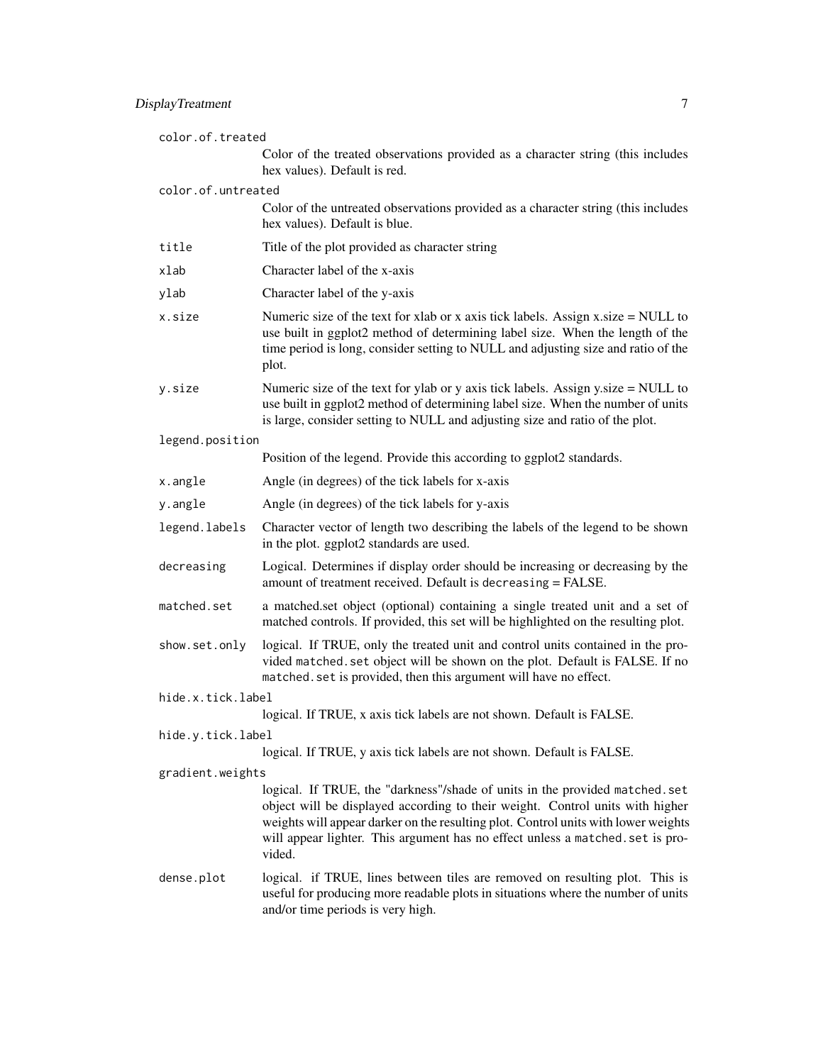color.of.treated
: Color of the treated observations provided as a character string (this includes hex values). Default is red.

color.of.untreated
: Color of the untreated observations provided as a character string (this includes hex values). Default is blue.

title
: Title of the plot provided as character string

xlab
: Character label of the x-axis

ylab
: Character label of the y-axis

x.size
: Numeric size of the text for xlab or x axis tick labels. Assign x.size = NULL to use built in ggplot2 method of determining label size. When the length of the time period is long, consider setting to NULL and adjusting size and ratio of the plot.

y.size
: Numeric size of the text for ylab or y axis tick labels. Assign y.size = NULL to use built in ggplot2 method of determining label size. When the number of units is large, consider setting to NULL and adjusting size and ratio of the plot.

legend.position
: Position of the legend. Provide this according to ggplot2 standards.

x.angle
: Angle (in degrees) of the tick labels for x-axis

y.angle
: Angle (in degrees) of the tick labels for y-axis

legend.labels
: Character vector of length two describing the labels of the legend to be shown in the plot. ggplot2 standards are used.

decreasing
: Logical. Determines if display order should be increasing or decreasing by the amount of treatment received. Default is `decreasing` = FALSE.

matched.set
: a matched.set object (optional) containing a single treated unit and a set of matched controls. If provided, this set will be highlighted on the resulting plot.

show.set.only
: logical. If TRUE, only the treated unit and control units contained in the provided `matched.set` object will be shown on the plot. Default is FALSE. If no `matched.set` is provided, then this argument will have no effect.

hide.x.tick.label
: logical. If TRUE, x axis tick labels are not shown. Default is FALSE.

hide.y.tick.label
: logical. If TRUE, y axis tick labels are not shown. Default is FALSE.

gradient.weights
: logical. If TRUE, the "darkness"/shade of units in the provided `matched.set` object will be displayed according to their weight. Control units with higher weights will appear darker on the resulting plot. Control units with lower weights will appear lighter. This argument has no effect unless a `matched.set` is provided.

dense.plot
: logical. if TRUE, lines between tiles are removed on resulting plot. This is useful for producing more readable plots in situations where the number of units and/or time periods is very high.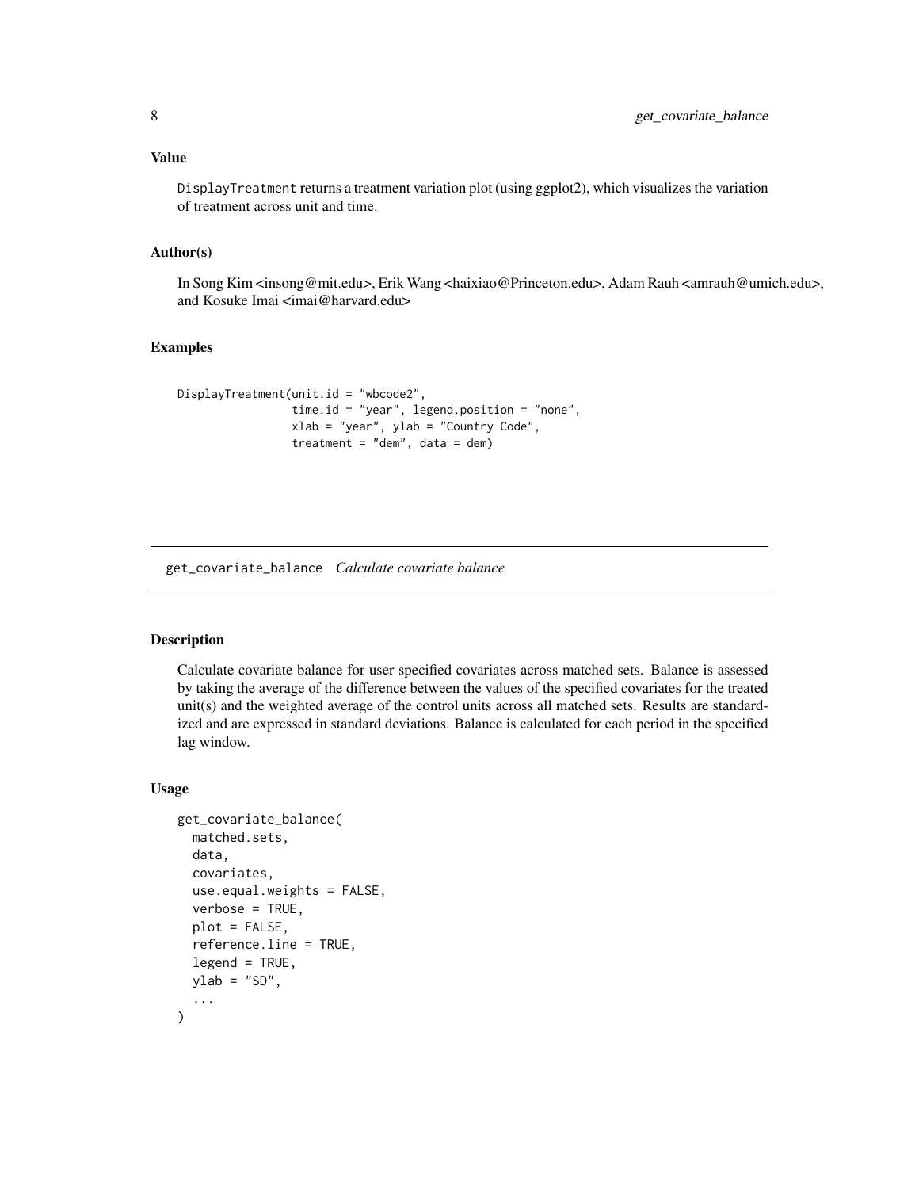### Value

DisplayTreatment returns a treatment variation plot (using ggplot2), which visualizes the variation of treatment across unit and time.

### Author(s)

In Song Kim <insong@mit.edu>, Erik Wang <haixiao@Princeton.edu>, Adam Rauh <amrauh@umich.edu>, and Kosuke Imai <imai@harvard.edu>

### Examples

```
DisplayTreatment(unit.id = "wbcode2",
                 time.id = "year", legend.position = "none",
                 xlab = "year", ylab = "Country Code",
                 treatment = "dem", data = dem)
```

---

## get_covariate_balance *Calculate covariate balance*

### Description

Calculate covariate balance for user specified covariates across matched sets. Balance is assessed by taking the average of the difference between the values of the specified covariates for the treated unit(s) and the weighted average of the control units across all matched sets. Results are standardized and are expressed in standard deviations. Balance is calculated for each period in the specified lag window.

### Usage

```
get_covariate_balance(
  matched.sets,
  data,
  covariates,
  use.equal.weights = FALSE,
  verbose = TRUE,
  plot = FALSE,
  reference.line = TRUE,
  legend = TRUE,
  ylab = "SD",
  ...
)
```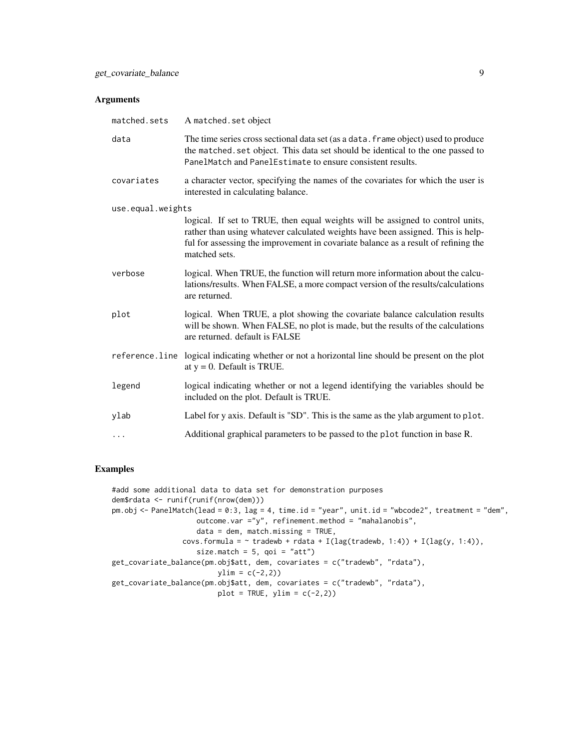## Arguments

| | |
|---|---|
| `matched.sets` | A `matched.set` object |
| `data` | The time series cross sectional data set (as a `data.frame` object) used to produce the `matched.set` object. This data set should be identical to the one passed to `PanelMatch` and `PanelEstimate` to ensure consistent results. |
| `covariates` | a character vector, specifying the names of the covariates for which the user is interested in calculating balance. |
| `use.equal.weights` | logical. If set to TRUE, then equal weights will be assigned to control units, rather than using whatever calculated weights have been assigned. This is helpful for assessing the improvement in covariate balance as a result of refining the matched sets. |
| `verbose` | logical. When TRUE, the function will return more information about the calculations/results. When FALSE, a more compact version of the results/calculations are returned. |
| `plot` | logical. When TRUE, a plot showing the covariate balance calculation results will be shown. When FALSE, no plot is made, but the results of the calculations are returned. default is FALSE |
| `reference.line` | logical indicating whether or not a horizontal line should be present on the plot at y = 0. Default is TRUE. |
| `legend` | logical indicating whether or not a legend identifying the variables should be included on the plot. Default is TRUE. |
| `ylab` | Label for y axis. Default is "SD". This is the same as the ylab argument to `plot`. |
| `...` | Additional graphical parameters to be passed to the `plot` function in base R. |

## Examples

```
#add some additional data to data set for demonstration purposes
dem$rdata <- runif(runif(nrow(dem)))
pm.obj <- PanelMatch(lead = 0:3, lag = 4, time.id = "year", unit.id = "wbcode2", treatment = "dem",
                     outcome.var ="y", refinement.method = "mahalanobis",
                     data = dem, match.missing = TRUE,
                 covs.formula = ~ tradewb + rdata + I(lag(tradewb, 1:4)) + I(lag(y, 1:4)),
                     size.match = 5, qoi = "att")
get_covariate_balance(pm.obj$att, dem, covariates = c("tradewb", "rdata"),
                          ylim = c(-2,2))
get_covariate_balance(pm.obj$att, dem, covariates = c("tradewb", "rdata"),
                          plot = TRUE, ylim = c(-2,2))
```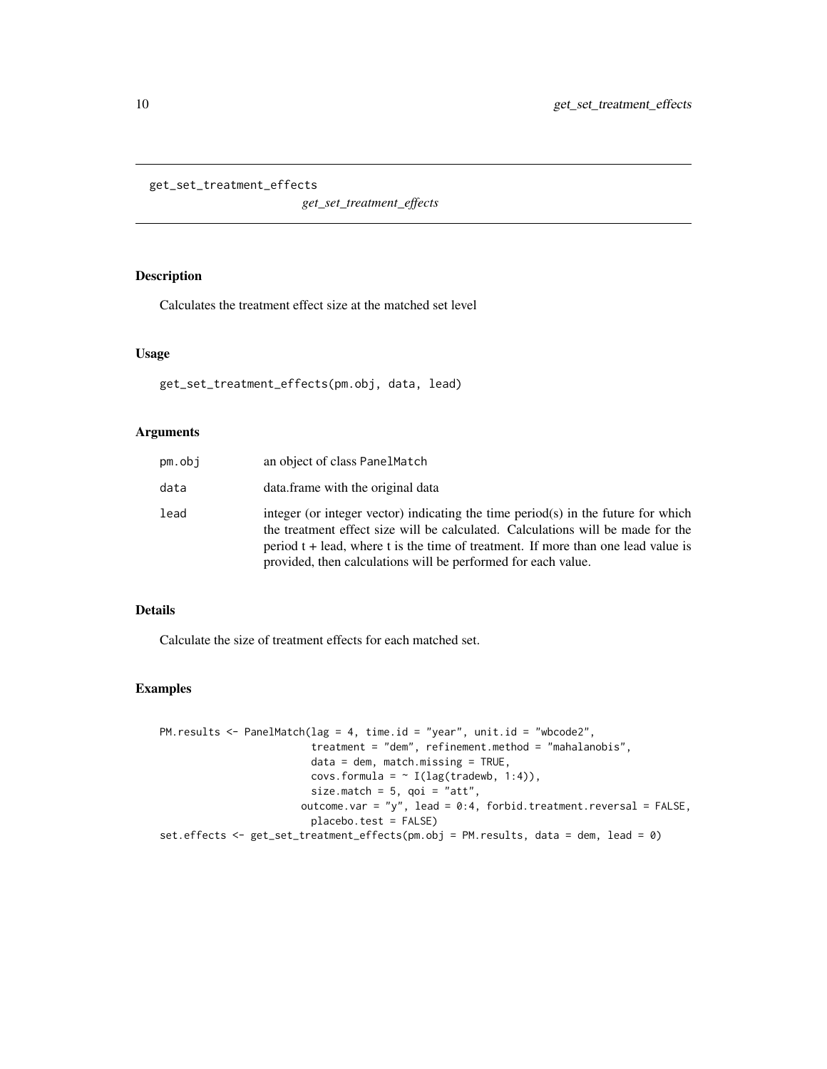```
get_set_treatment_effects
```

*get_set_treatment_effects*

## Description

Calculates the treatment effect size at the matched set level

## Usage

```
get_set_treatment_effects(pm.obj, data, lead)
```

## Arguments

| | |
|---|---|
| `pm.obj` | an object of class `PanelMatch` |
| `data` | data.frame with the original data |
| `lead` | integer (or integer vector) indicating the time period(s) in the future for which the treatment effect size will be calculated. Calculations will be made for the period t + lead, where t is the time of treatment. If more than one lead value is provided, then calculations will be performed for each value. |

## Details

Calculate the size of treatment effects for each matched set.

## Examples

```
PM.results <- PanelMatch(lag = 4, time.id = "year", unit.id = "wbcode2",
                         treatment = "dem", refinement.method = "mahalanobis",
                         data = dem, match.missing = TRUE,
                         covs.formula = ~ I(lag(tradewb, 1:4)),
                         size.match = 5, qoi = "att",
                        outcome.var = "y", lead = 0:4, forbid.treatment.reversal = FALSE,
                         placebo.test = FALSE)
set.effects <- get_set_treatment_effects(pm.obj = PM.results, data = dem, lead = 0)
```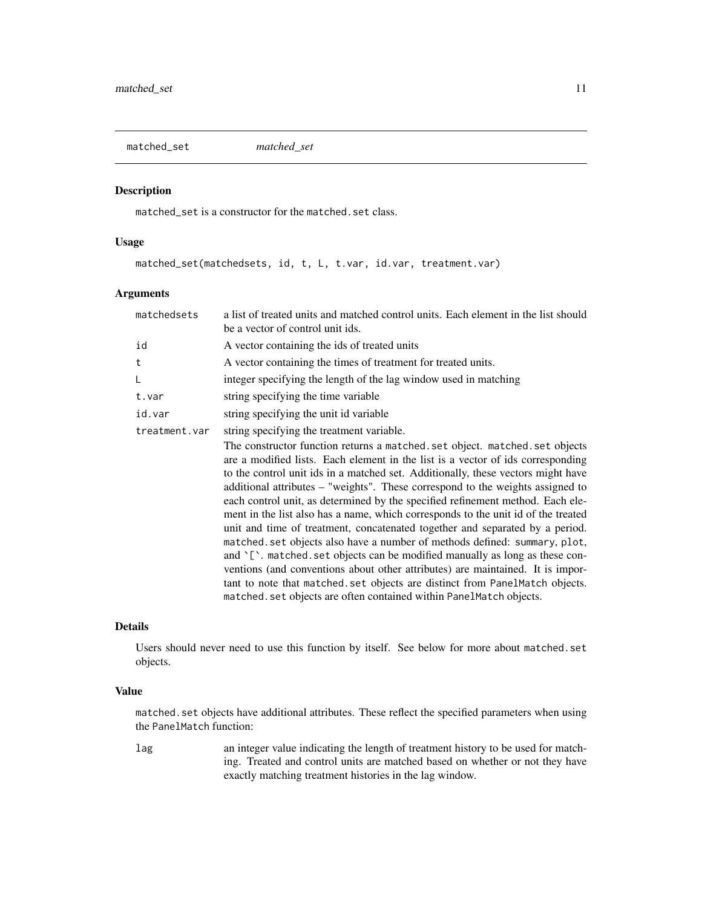## matched_set *matched_set*

### Description

matched_set is a constructor for the matched.set class.

### Usage

```
matched_set(matchedsets, id, t, L, t.var, id.var, treatment.var)
```

### Arguments

| | |
|---|---|
| matchedsets | a list of treated units and matched control units. Each element in the list should be a vector of control unit ids. |
| id | A vector containing the ids of treated units |
| t | A vector containing the times of treatment for treated units. |
| L | integer specifying the length of the lag window used in matching |
| t.var | string specifying the time variable |
| id.var | string specifying the unit id variable |
| treatment.var | string specifying the treatment variable. The constructor function returns a matched.set object. matched.set objects are a modified lists. Each element in the list is a vector of ids corresponding to the control unit ids in a matched set. Additionally, these vectors might have additional attributes – "weights". These correspond to the weights assigned to each control unit, as determined by the specified refinement method. Each element in the list also has a name, which corresponds to the unit id of the treated unit and time of treatment, concatenated together and separated by a period. matched.set objects also have a number of methods defined: summary, plot, and `[`. matched.set objects can be modified manually as long as these conventions (and conventions about other attributes) are maintained. It is important to note that matched.set objects are distinct from PanelMatch objects. matched.set objects are often contained within PanelMatch objects. |

### Details

Users should never need to use this function by itself. See below for more about matched.set objects.

### Value

matched.set objects have additional attributes. These reflect the specified parameters when using the PanelMatch function:

| | |
|---|---|
| lag | an integer value indicating the length of treatment history to be used for matching. Treated and control units are matched based on whether or not they have exactly matching treatment histories in the lag window. |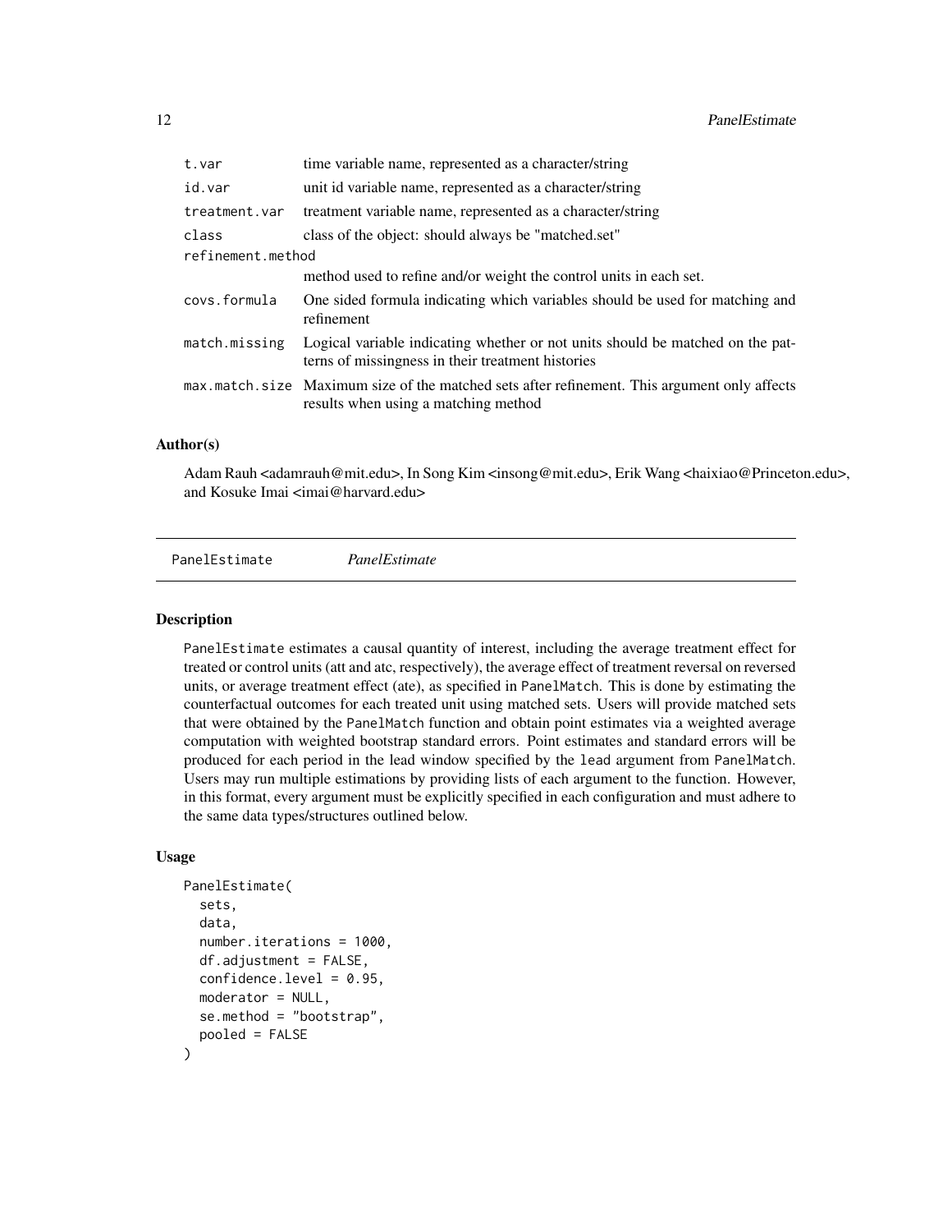| | |
|---|---|
| t.var | time variable name, represented as a character/string |
| id.var | unit id variable name, represented as a character/string |
| treatment.var | treatment variable name, represented as a character/string |
| class | class of the object: should always be "matched.set" |
| refinement.method | method used to refine and/or weight the control units in each set. |
| covs.formula | One sided formula indicating which variables should be used for matching and refinement |
| match.missing | Logical variable indicating whether or not units should be matched on the patterns of missingness in their treatment histories |
| max.match.size | Maximum size of the matched sets after refinement. This argument only affects results when using a matching method |

### Author(s)

Adam Rauh <adamrauh@mit.edu>, In Song Kim <insong@mit.edu>, Erik Wang <haixiao@Princeton.edu>, and Kosuke Imai <imai@harvard.edu>

## PanelEstimate *PanelEstimate*

### Description

PanelEstimate estimates a causal quantity of interest, including the average treatment effect for treated or control units (att and atc, respectively), the average effect of treatment reversal on reversed units, or average treatment effect (ate), as specified in PanelMatch. This is done by estimating the counterfactual outcomes for each treated unit using matched sets. Users will provide matched sets that were obtained by the PanelMatch function and obtain point estimates via a weighted average computation with weighted bootstrap standard errors. Point estimates and standard errors will be produced for each period in the lead window specified by the lead argument from PanelMatch. Users may run multiple estimations by providing lists of each argument to the function. However, in this format, every argument must be explicitly specified in each configuration and must adhere to the same data types/structures outlined below.

### Usage

```
PanelEstimate(
  sets,
  data,
  number.iterations = 1000,
  df.adjustment = FALSE,
  confidence.level = 0.95,
  moderator = NULL,
  se.method = "bootstrap",
  pooled = FALSE
)
```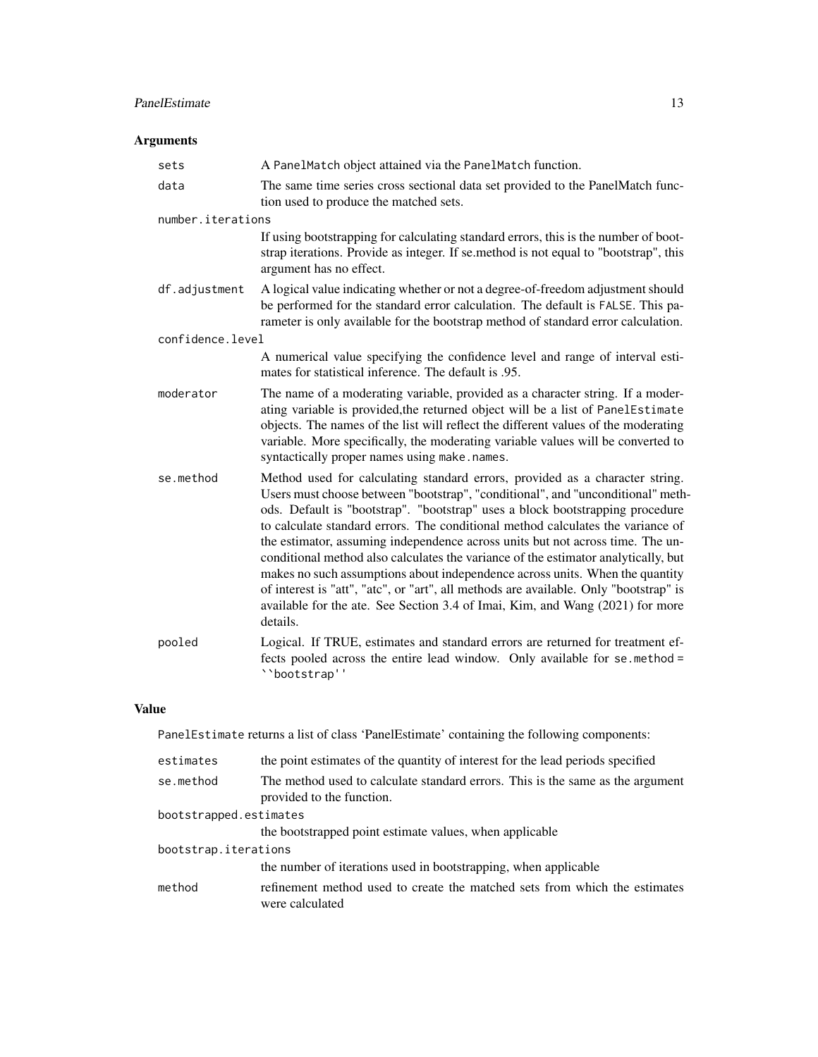## Arguments

| | |
|---|---|
| `sets` | A `PanelMatch` object attained via the `PanelMatch` function. |
| `data` | The same time series cross sectional data set provided to the PanelMatch function used to produce the matched sets. |
| `number.iterations` | If using bootstrapping for calculating standard errors, this is the number of bootstrap iterations. Provide as integer. If se.method is not equal to "bootstrap", this argument has no effect. |
| `df.adjustment` | A logical value indicating whether or not a degree-of-freedom adjustment should be performed for the standard error calculation. The default is `FALSE`. This parameter is only available for the bootstrap method of standard error calculation. |
| `confidence.level` | A numerical value specifying the confidence level and range of interval estimates for statistical inference. The default is .95. |
| `moderator` | The name of a moderating variable, provided as a character string. If a moderating variable is provided,the returned object will be a list of `PanelEstimate` objects. The names of the list will reflect the different values of the moderating variable. More specifically, the moderating variable values will be converted to syntactically proper names using `make.names`. |
| `se.method` | Method used for calculating standard errors, provided as a character string. Users must choose between "bootstrap", "conditional", and "unconditional" methods. Default is "bootstrap". "bootstrap" uses a block bootstrapping procedure to calculate standard errors. The conditional method calculates the variance of the estimator, assuming independence across units but not across time. The unconditional method also calculates the variance of the estimator analytically, but makes no such assumptions about independence across units. When the quantity of interest is "att", "atc", or "art", all methods are available. Only "bootstrap" is available for the ate. See Section 3.4 of Imai, Kim, and Wang (2021) for more details. |
| `pooled` | Logical. If TRUE, estimates and standard errors are returned for treatment effects pooled across the entire lead window. Only available for `se.method = ``bootstrap''` |

## Value

`PanelEstimate` returns a list of class 'PanelEstimate' containing the following components:

| | |
|---|---|
| `estimates` | the point estimates of the quantity of interest for the lead periods specified |
| `se.method` | The method used to calculate standard errors. This is the same as the argument provided to the function. |
| `bootstrapped.estimates` | the bootstrapped point estimate values, when applicable |
| `bootstrap.iterations` | the number of iterations used in bootstrapping, when applicable |
| `method` | refinement method used to create the matched sets from which the estimates were calculated |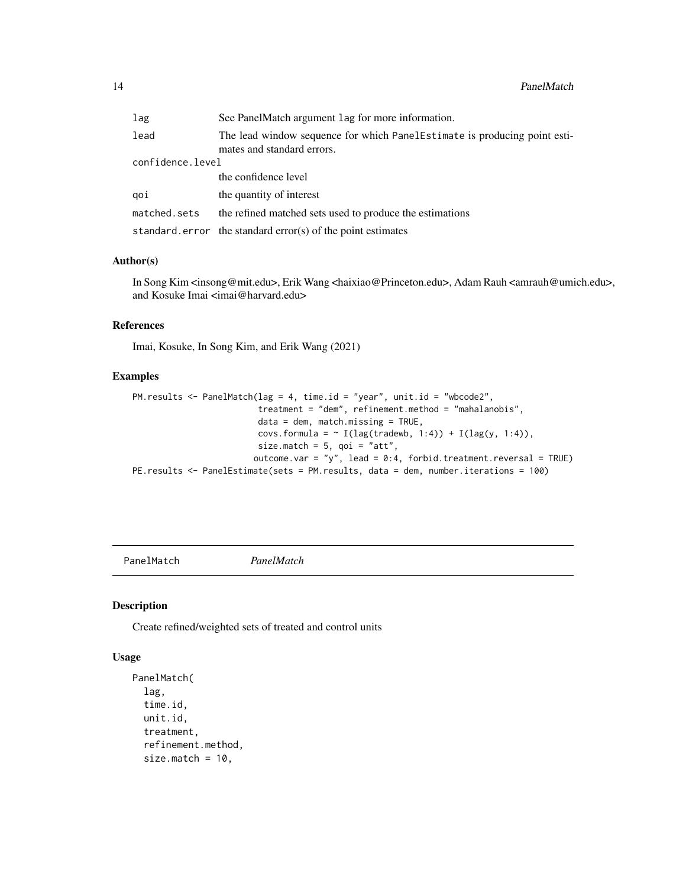| | |
|---|---|
| lag | See PanelMatch argument lag for more information. |
| lead | The lead window sequence for which PanelEstimate is producing point estimates and standard errors. |
| confidence.level | the confidence level |
| qoi | the quantity of interest |
| matched.sets | the refined matched sets used to produce the estimations |
| standard.error | the standard error(s) of the point estimates |

### Author(s)

In Song Kim <insong@mit.edu>, Erik Wang <haixiao@Princeton.edu>, Adam Rauh <amrauh@umich.edu>, and Kosuke Imai <imai@harvard.edu>

### References

Imai, Kosuke, In Song Kim, and Erik Wang (2021)

### Examples

```
PM.results <- PanelMatch(lag = 4, time.id = "year", unit.id = "wbcode2",
                         treatment = "dem", refinement.method = "mahalanobis",
                         data = dem, match.missing = TRUE,
                         covs.formula = ~ I(lag(tradewb, 1:4)) + I(lag(y, 1:4)),
                         size.match = 5, qoi = "att",
                        outcome.var = "y", lead = 0:4, forbid.treatment.reversal = TRUE)
PE.results <- PanelEstimate(sets = PM.results, data = dem, number.iterations = 100)
```

---

## PanelMatch *PanelMatch*

### Description

Create refined/weighted sets of treated and control units

### Usage

```
PanelMatch(
  lag,
  time.id,
  unit.id,
  treatment,
  refinement.method,
  size.match = 10,
```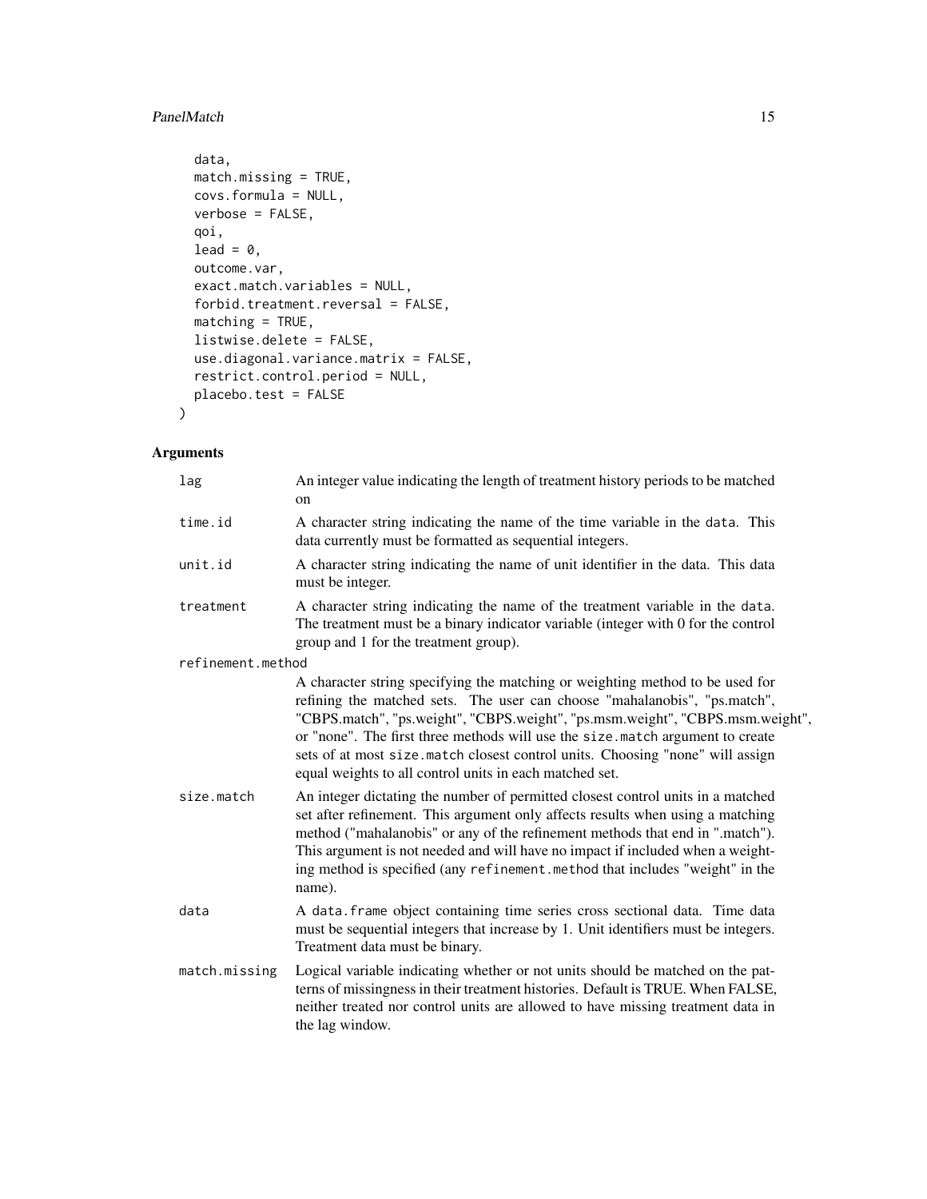```
  data,
  match.missing = TRUE,
  covs.formula = NULL,
  verbose = FALSE,
  qoi,
  lead = 0,
  outcome.var,
  exact.match.variables = NULL,
  forbid.treatment.reversal = FALSE,
  matching = TRUE,
  listwise.delete = FALSE,
  use.diagonal.variance.matrix = FALSE,
  restrict.control.period = NULL,
  placebo.test = FALSE
)
```

## Arguments

| | |
|---|---|
| `lag` | An integer value indicating the length of treatment history periods to be matched on |
| `time.id` | A character string indicating the name of the time variable in the data. This data currently must be formatted as sequential integers. |
| `unit.id` | A character string indicating the name of unit identifier in the data. This data must be integer. |
| `treatment` | A character string indicating the name of the treatment variable in the data. The treatment must be a binary indicator variable (integer with 0 for the control group and 1 for the treatment group). |
| `refinement.method` | A character string specifying the matching or weighting method to be used for refining the matched sets. The user can choose "mahalanobis", "ps.match", "CBPS.match", "ps.weight", "CBPS.weight", "ps.msm.weight", "CBPS.msm.weight", or "none". The first three methods will use the `size.match` argument to create sets of at most `size.match` closest control units. Choosing "none" will assign equal weights to all control units in each matched set. |
| `size.match` | An integer dictating the number of permitted closest control units in a matched set after refinement. This argument only affects results when using a matching method ("mahalanobis" or any of the refinement methods that end in ".match"). This argument is not needed and will have no impact if included when a weighting method is specified (any `refinement.method` that includes "weight" in the name). |
| `data` | A `data.frame` object containing time series cross sectional data. Time data must be sequential integers that increase by 1. Unit identifiers must be integers. Treatment data must be binary. |
| `match.missing` | Logical variable indicating whether or not units should be matched on the patterns of missingness in their treatment histories. Default is TRUE. When FALSE, neither treated nor control units are allowed to have missing treatment data in the lag window. |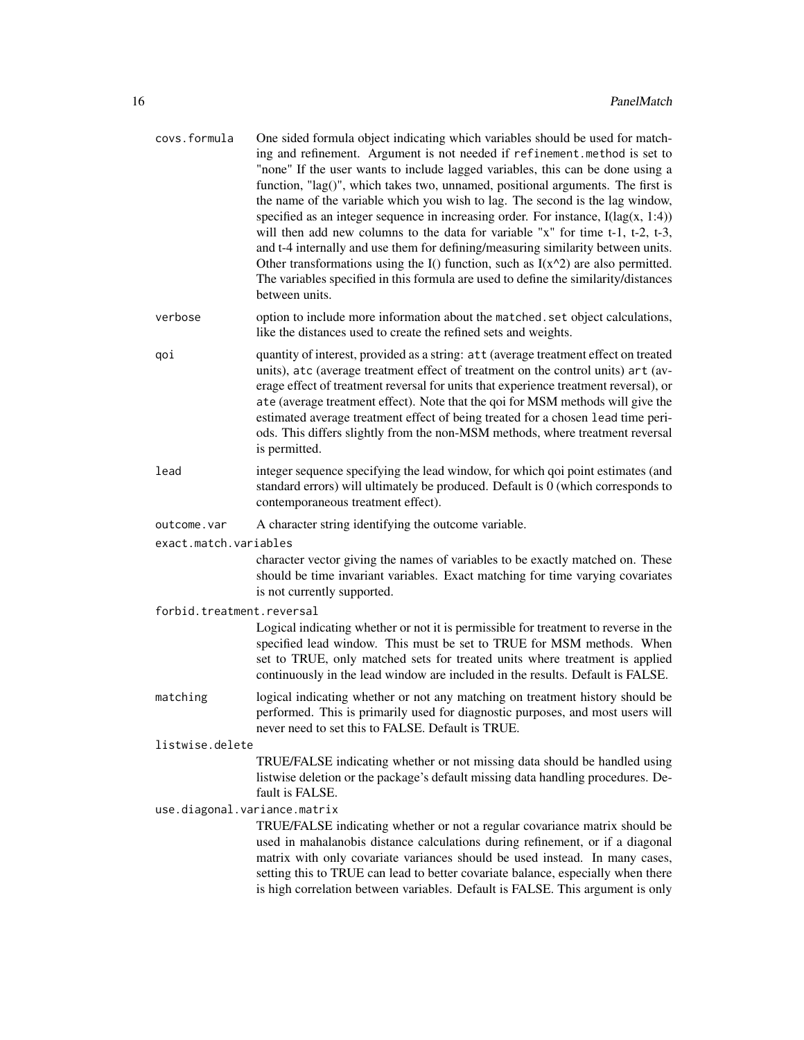`covs.formula` One sided formula object indicating which variables should be used for matching and refinement. Argument is not needed if `refinement.method` is set to "none" If the user wants to include lagged variables, this can be done using a function, "lag()", which takes two, unnamed, positional arguments. The first is the name of the variable which you wish to lag. The second is the lag window, specified as an integer sequence in increasing order. For instance, I(lag(x, 1:4)) will then add new columns to the data for variable "x" for time t-1, t-2, t-3, and t-4 internally and use them for defining/measuring similarity between units. Other transformations using the I() function, such as I(x^2) are also permitted. The variables specified in this formula are used to define the similarity/distances between units.

`verbose` option to include more information about the `matched.set` object calculations, like the distances used to create the refined sets and weights.

`qoi` quantity of interest, provided as a string: `att` (average treatment effect on treated units), `atc` (average treatment effect of treatment on the control units) `art` (average effect of treatment reversal for units that experience treatment reversal), or `ate` (average treatment effect). Note that the qoi for MSM methods will give the estimated average treatment effect of being treated for a chosen `lead` time periods. This differs slightly from the non-MSM methods, where treatment reversal is permitted.

`lead` integer sequence specifying the lead window, for which qoi point estimates (and standard errors) will ultimately be produced. Default is 0 (which corresponds to contemporaneous treatment effect).

`outcome.var` A character string identifying the outcome variable.

`exact.match.variables`
character vector giving the names of variables to be exactly matched on. These should be time invariant variables. Exact matching for time varying covariates is not currently supported.

`forbid.treatment.reversal`
Logical indicating whether or not it is permissible for treatment to reverse in the specified lead window. This must be set to TRUE for MSM methods. When set to TRUE, only matched sets for treated units where treatment is applied continuously in the lead window are included in the results. Default is FALSE.

`matching` logical indicating whether or not any matching on treatment history should be performed. This is primarily used for diagnostic purposes, and most users will never need to set this to FALSE. Default is TRUE.

`listwise.delete`
TRUE/FALSE indicating whether or not missing data should be handled using listwise deletion or the package's default missing data handling procedures. Default is FALSE.

`use.diagonal.variance.matrix`
TRUE/FALSE indicating whether or not a regular covariance matrix should be used in mahalanobis distance calculations during refinement, or if a diagonal matrix with only covariate variances should be used instead. In many cases, setting this to TRUE can lead to better covariate balance, especially when there is high correlation between variables. Default is FALSE. This argument is only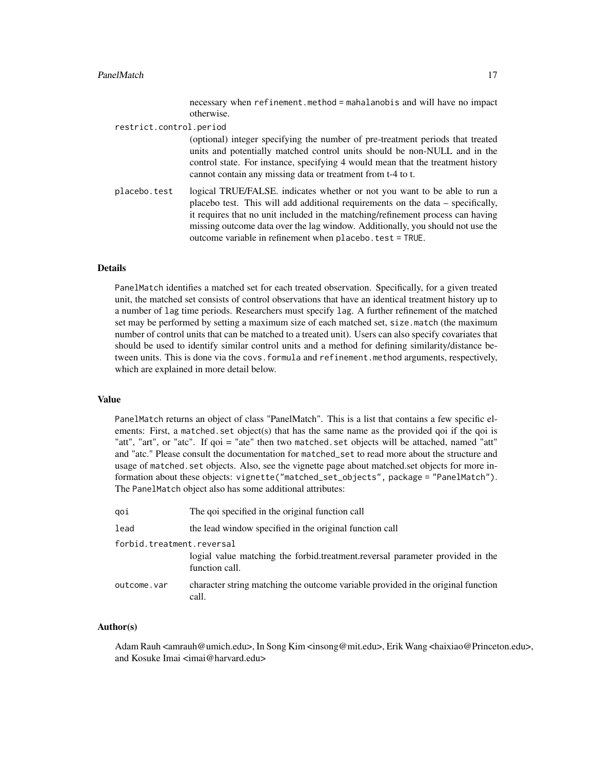necessary when `refinement.method = mahalanobis` and will have no impact otherwise.

`restrict.control.period`
: (optional) integer specifying the number of pre-treatment periods that treated units and potentially matched control units should be non-NULL and in the control state. For instance, specifying 4 would mean that the treatment history cannot contain any missing data or treatment from t-4 to t.

`placebo.test`
: logical TRUE/FALSE. indicates whether or not you want to be able to run a placebo test. This will add additional requirements on the data – specifically, it requires that no unit included in the matching/refinement process can having missing outcome data over the lag window. Additionally, you should not use the outcome variable in refinement when `placebo.test = TRUE`.

## Details

`PanelMatch` identifies a matched set for each treated observation. Specifically, for a given treated unit, the matched set consists of control observations that have an identical treatment history up to a number of `lag` time periods. Researchers must specify `lag`. A further refinement of the matched set may be performed by setting a maximum size of each matched set, `size.match` (the maximum number of control units that can be matched to a treated unit). Users can also specify covariates that should be used to identify similar control units and a method for defining similarity/distance between units. This is done via the `covs.formula` and `refinement.method` arguments, respectively, which are explained in more detail below.

## Value

`PanelMatch` returns an object of class "PanelMatch". This is a list that contains a few specific elements: First, a `matched.set` object(s) that has the same name as the provided qoi if the qoi is "att", "art", or "atc". If qoi = "ate" then two `matched.set` objects will be attached, named "att" and "atc." Please consult the documentation for `matched_set` to read more about the structure and usage of `matched.set` objects. Also, see the vignette page about matched.set objects for more information about these objects: `vignette("matched_set_objects", package = "PanelMatch")`. The `PanelMatch` object also has some additional attributes:

`qoi`
: The qoi specified in the original function call

`lead`
: the lead window specified in the original function call

`forbid.treatment.reversal`
: logial value matching the forbid.treatment.reversal parameter provided in the function call.

`outcome.var`
: character string matching the outcome variable provided in the original function call.

## Author(s)

Adam Rauh <amrauh@umich.edu>, In Song Kim <insong@mit.edu>, Erik Wang <haixiao@Princeton.edu>, and Kosuke Imai <imai@harvard.edu>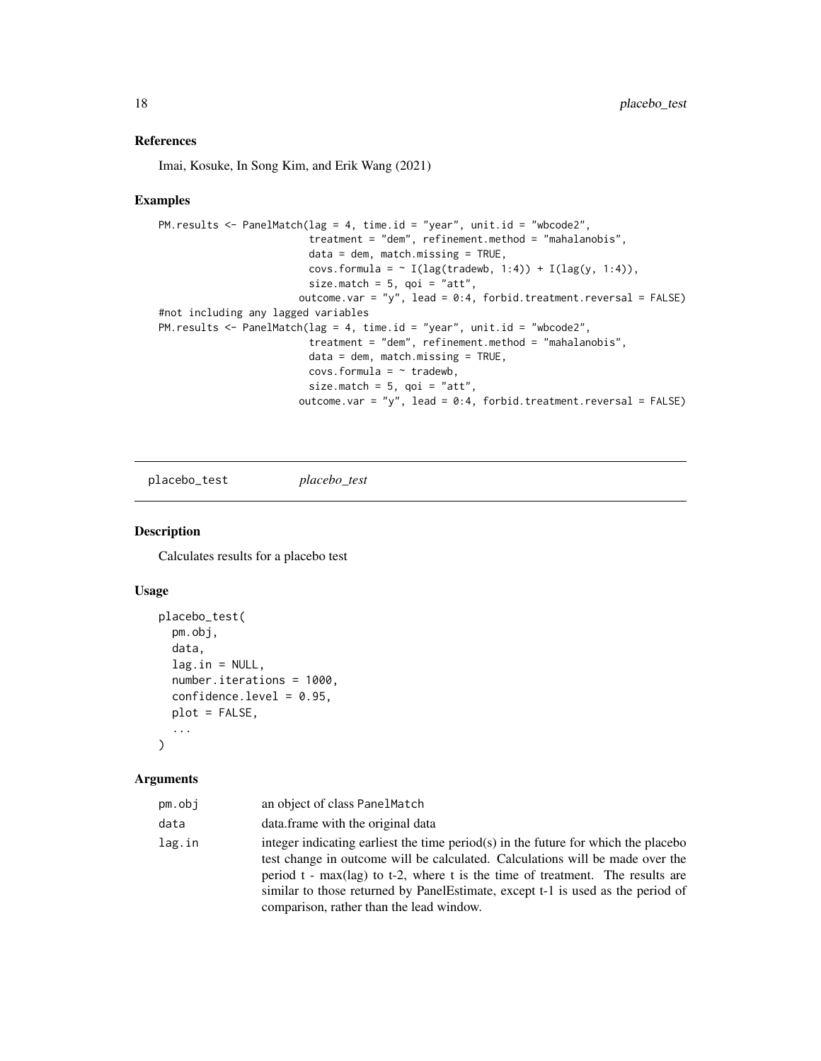### References

Imai, Kosuke, In Song Kim, and Erik Wang (2021)

### Examples

```
PM.results <- PanelMatch(lag = 4, time.id = "year", unit.id = "wbcode2",
                         treatment = "dem", refinement.method = "mahalanobis",
                         data = dem, match.missing = TRUE,
                         covs.formula = ~ I(lag(tradewb, 1:4)) + I(lag(y, 1:4)),
                         size.match = 5, qoi = "att",
                       outcome.var = "y", lead = 0:4, forbid.treatment.reversal = FALSE)
#not including any lagged variables
PM.results <- PanelMatch(lag = 4, time.id = "year", unit.id = "wbcode2",
                         treatment = "dem", refinement.method = "mahalanobis",
                         data = dem, match.missing = TRUE,
                         covs.formula = ~ tradewb,
                         size.match = 5, qoi = "att",
                       outcome.var = "y", lead = 0:4, forbid.treatment.reversal = FALSE)
```

---

## placebo_test *placebo_test*

---

### Description

Calculates results for a placebo test

### Usage

```
placebo_test(
  pm.obj,
  data,
  lag.in = NULL,
  number.iterations = 1000,
  confidence.level = 0.95,
  plot = FALSE,
  ...
)
```

### Arguments

| | |
|---|---|
| pm.obj | an object of class PanelMatch |
| data | data.frame with the original data |
| lag.in | integer indicating earliest the time period(s) in the future for which the placebo test change in outcome will be calculated. Calculations will be made over the period t - max(lag) to t-2, where t is the time of treatment. The results are similar to those returned by PanelEstimate, except t-1 is used as the period of comparison, rather than the lead window. |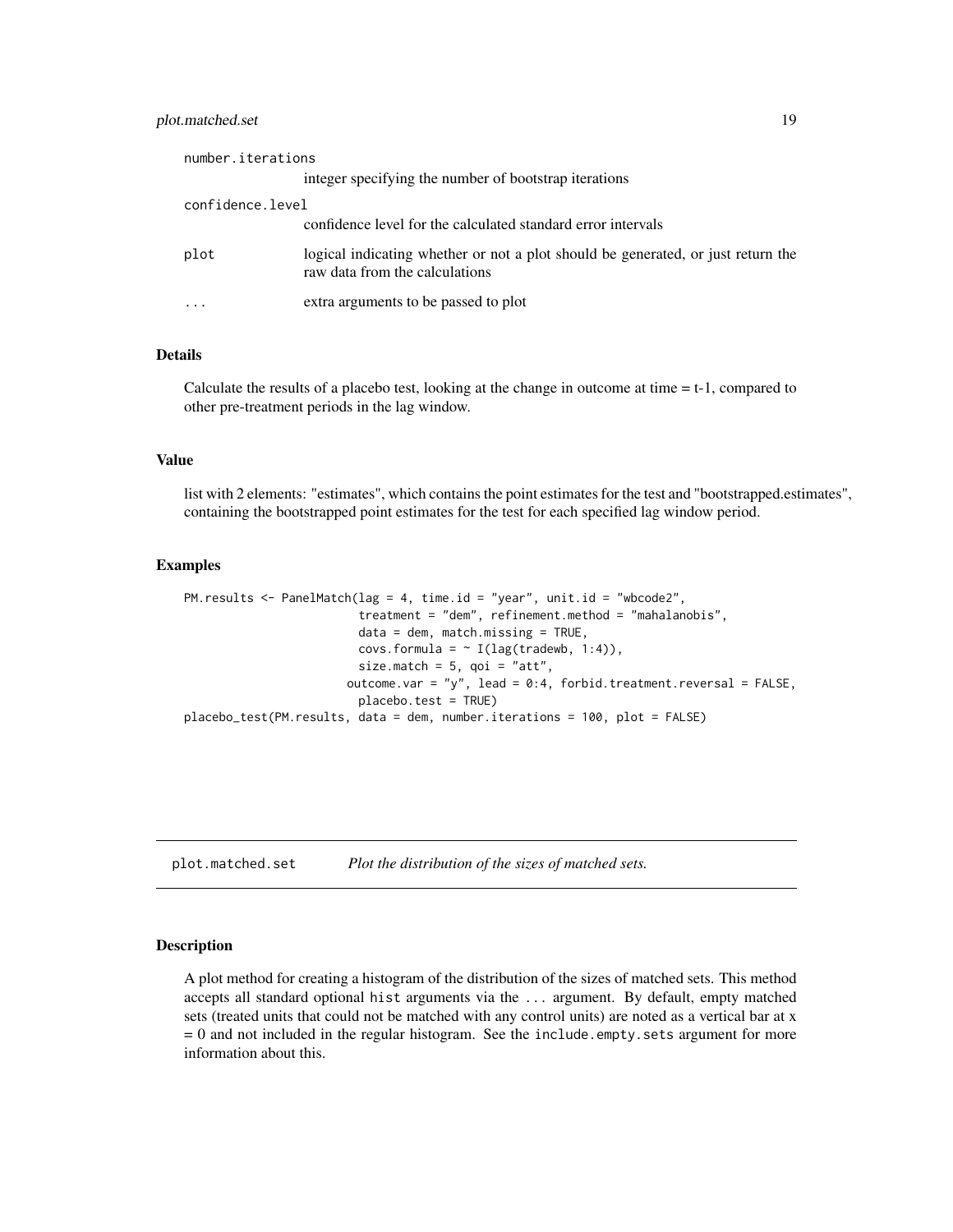number.iterations
: integer specifying the number of bootstrap iterations

confidence.level
: confidence level for the calculated standard error intervals

plot
: logical indicating whether or not a plot should be generated, or just return the raw data from the calculations

...
: extra arguments to be passed to plot

## Details

Calculate the results of a placebo test, looking at the change in outcome at time = t-1, compared to other pre-treatment periods in the lag window.

## Value

list with 2 elements: "estimates", which contains the point estimates for the test and "bootstrapped.estimates", containing the bootstrapped point estimates for the test for each specified lag window period.

## Examples

```
PM.results <- PanelMatch(lag = 4, time.id = "year", unit.id = "wbcode2",
                         treatment = "dem", refinement.method = "mahalanobis",
                         data = dem, match.missing = TRUE,
                         covs.formula = ~ I(lag(tradewb, 1:4)),
                         size.match = 5, qoi = "att",
                        outcome.var = "y", lead = 0:4, forbid.treatment.reversal = FALSE,
                         placebo.test = TRUE)
placebo_test(PM.results, data = dem, number.iterations = 100, plot = FALSE)
```

---

# plot.matched.set    *Plot the distribution of the sizes of matched sets.*

---

## Description

A plot method for creating a histogram of the distribution of the sizes of matched sets. This method accepts all standard optional hist arguments via the ... argument. By default, empty matched sets (treated units that could not be matched with any control units) are noted as a vertical bar at x = 0 and not included in the regular histogram. See the include.empty.sets argument for more information about this.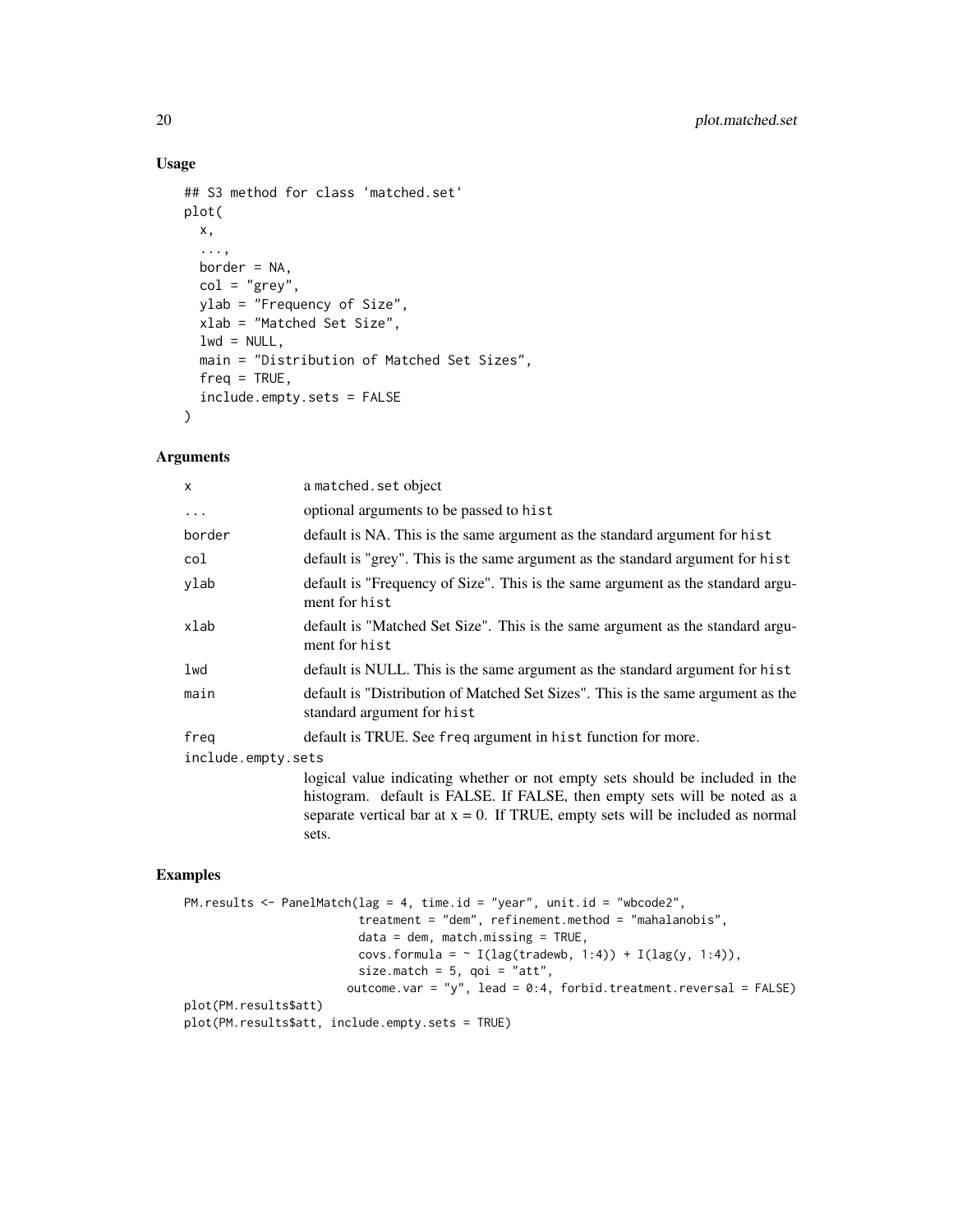## Usage

```
## S3 method for class 'matched.set'
plot(
  x,
  ...,
  border = NA,
  col = "grey",
  ylab = "Frequency of Size",
  xlab = "Matched Set Size",
  lwd = NULL,
  main = "Distribution of Matched Set Sizes",
  freq = TRUE,
  include.empty.sets = FALSE
)
```

## Arguments

| Argument | Description |
|---|---|
| `x` | a `matched.set` object |
| `...` | optional arguments to be passed to `hist` |
| `border` | default is NA. This is the same argument as the standard argument for `hist` |
| `col` | default is "grey". This is the same argument as the standard argument for `hist` |
| `ylab` | default is "Frequency of Size". This is the same argument as the standard argument for `hist` |
| `xlab` | default is "Matched Set Size". This is the same argument as the standard argument for `hist` |
| `lwd` | default is NULL. This is the same argument as the standard argument for `hist` |
| `main` | default is "Distribution of Matched Set Sizes". This is the same argument as the standard argument for `hist` |
| `freq` | default is TRUE. See `freq` argument in `hist` function for more. |
| `include.empty.sets` | logical value indicating whether or not empty sets should be included in the histogram. default is FALSE. If FALSE, then empty sets will be noted as a separate vertical bar at x = 0. If TRUE, empty sets will be included as normal sets. |

## Examples

```
PM.results <- PanelMatch(lag = 4, time.id = "year", unit.id = "wbcode2",
                         treatment = "dem", refinement.method = "mahalanobis",
                         data = dem, match.missing = TRUE,
                         covs.formula = ~ I(lag(tradewb, 1:4)) + I(lag(y, 1:4)),
                         size.match = 5, qoi = "att",
                       outcome.var = "y", lead = 0:4, forbid.treatment.reversal = FALSE)
plot(PM.results$att)
plot(PM.results$att, include.empty.sets = TRUE)
```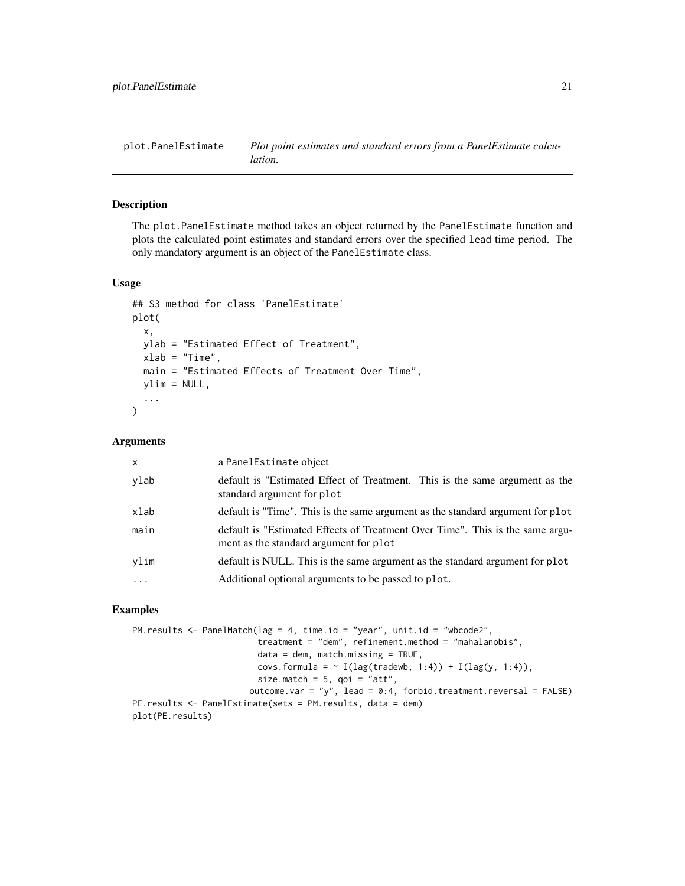# plot.PanelEstimate — *Plot point estimates and standard errors from a PanelEstimate calculation.*

## Description

The `plot.PanelEstimate` method takes an object returned by the `PanelEstimate` function and plots the calculated point estimates and standard errors over the specified `lead` time period. The only mandatory argument is an object of the `PanelEstimate` class.

## Usage

```
## S3 method for class 'PanelEstimate'
plot(
  x,
  ylab = "Estimated Effect of Treatment",
  xlab = "Time",
  main = "Estimated Effects of Treatment Over Time",
  ylim = NULL,
  ...
)
```

## Arguments

| | |
|---|---|
| `x` | a `PanelEstimate` object |
| `ylab` | default is "Estimated Effect of Treatment. This is the same argument as the standard argument for `plot` |
| `xlab` | default is "Time". This is the same argument as the standard argument for `plot` |
| `main` | default is "Estimated Effects of Treatment Over Time". This is the same argument as the standard argument for `plot` |
| `ylim` | default is NULL. This is the same argument as the standard argument for `plot` |
| `...` | Additional optional arguments to be passed to `plot`. |

## Examples

```
PM.results <- PanelMatch(lag = 4, time.id = "year", unit.id = "wbcode2",
                         treatment = "dem", refinement.method = "mahalanobis",
                         data = dem, match.missing = TRUE,
                         covs.formula = ~ I(lag(tradewb, 1:4)) + I(lag(y, 1:4)),
                         size.match = 5, qoi = "att",
                       outcome.var = "y", lead = 0:4, forbid.treatment.reversal = FALSE)
PE.results <- PanelEstimate(sets = PM.results, data = dem)
plot(PE.results)
```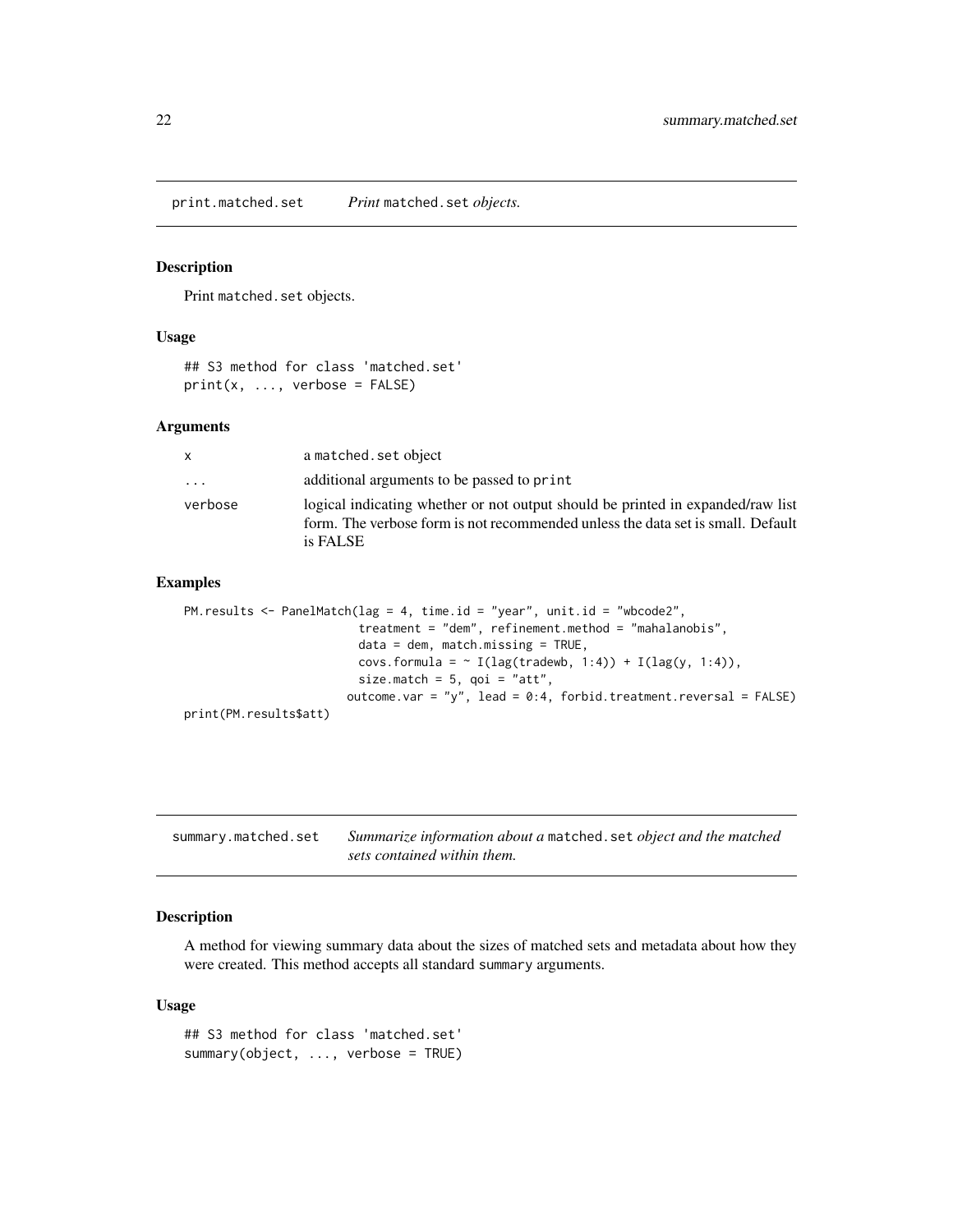## print.matched.set &nbsp;&nbsp;&nbsp; *Print* `matched.set` *objects.*

### Description

Print `matched.set` objects.

### Usage

```
## S3 method for class 'matched.set'
print(x, ..., verbose = FALSE)
```

### Arguments

| | |
|---|---|
| `x` | a `matched.set` object |
| `...` | additional arguments to be passed to `print` |
| `verbose` | logical indicating whether or not output should be printed in expanded/raw list form. The verbose form is not recommended unless the data set is small. Default is FALSE |

### Examples

```
PM.results <- PanelMatch(lag = 4, time.id = "year", unit.id = "wbcode2",
                         treatment = "dem", refinement.method = "mahalanobis",
                         data = dem, match.missing = TRUE,
                         covs.formula = ~ I(lag(tradewb, 1:4)) + I(lag(y, 1:4)),
                         size.match = 5, qoi = "att",
                       outcome.var = "y", lead = 0:4, forbid.treatment.reversal = FALSE)
print(PM.results$att)
```

## summary.matched.set &nbsp;&nbsp;&nbsp; *Summarize information about a* `matched.set` *object and the matched sets contained within them.*

### Description

A method for viewing summary data about the sizes of matched sets and metadata about how they were created. This method accepts all standard `summary` arguments.

### Usage

```
## S3 method for class 'matched.set'
summary(object, ..., verbose = TRUE)
```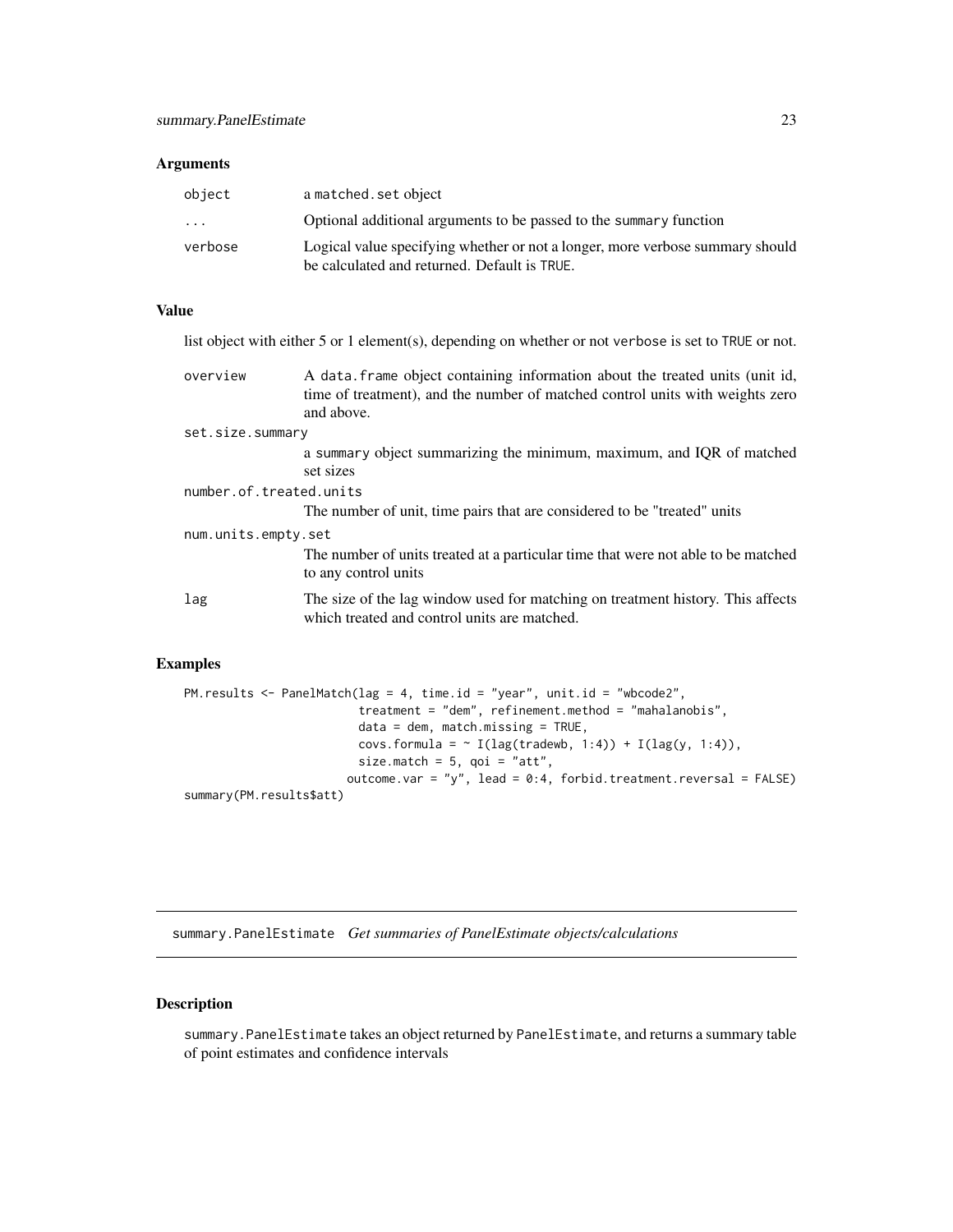### Arguments

| | |
|---|---|
| `object` | a `matched.set` object |
| `...` | Optional additional arguments to be passed to the `summary` function |
| `verbose` | Logical value specifying whether or not a longer, more verbose summary should be calculated and returned. Default is `TRUE`. |

### Value

list object with either 5 or 1 element(s), depending on whether or not `verbose` is set to `TRUE` or not.

`overview`
: A `data.frame` object containing information about the treated units (unit id, time of treatment), and the number of matched control units with weights zero and above.

`set.size.summary`
: a `summary` object summarizing the minimum, maximum, and IQR of matched set sizes

`number.of.treated.units`
: The number of unit, time pairs that are considered to be "treated" units

`num.units.empty.set`
: The number of units treated at a particular time that were not able to be matched to any control units

`lag`
: The size of the lag window used for matching on treatment history. This affects which treated and control units are matched.

### Examples

```
PM.results <- PanelMatch(lag = 4, time.id = "year", unit.id = "wbcode2",
                         treatment = "dem", refinement.method = "mahalanobis",
                         data = dem, match.missing = TRUE,
                         covs.formula = ~ I(lag(tradewb, 1:4)) + I(lag(y, 1:4)),
                         size.match = 5, qoi = "att",
                       outcome.var = "y", lead = 0:4, forbid.treatment.reversal = FALSE)
summary(PM.results$att)
```

---

## summary.PanelEstimate *Get summaries of PanelEstimate objects/calculations*

### Description

`summary.PanelEstimate` takes an object returned by `PanelEstimate`, and returns a summary table of point estimates and confidence intervals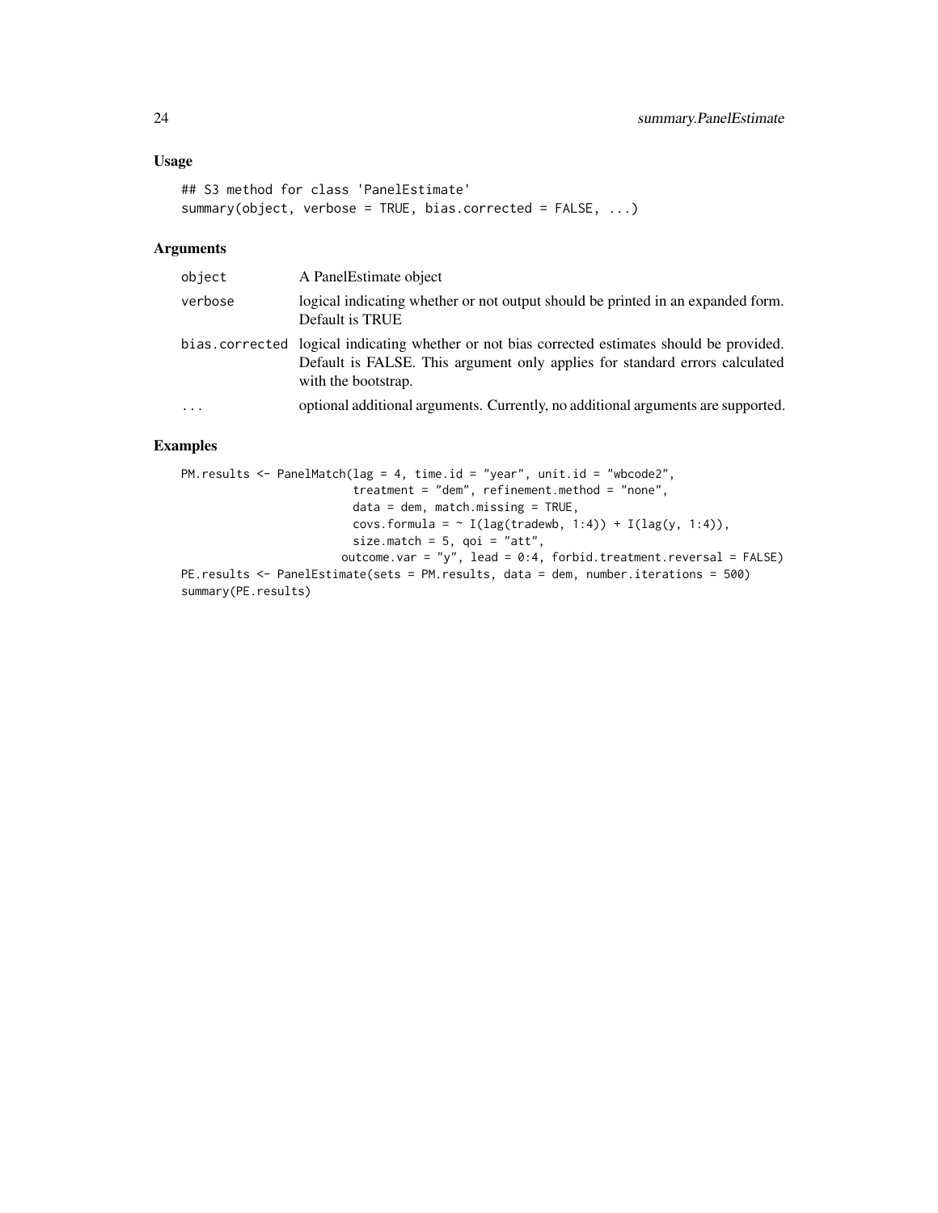## Usage

```
## S3 method for class 'PanelEstimate'
summary(object, verbose = TRUE, bias.corrected = FALSE, ...)
```

## Arguments

| | |
|---|---|
| `object` | A PanelEstimate object |
| `verbose` | logical indicating whether or not output should be printed in an expanded form. Default is TRUE |
| `bias.corrected` | logical indicating whether or not bias corrected estimates should be provided. Default is FALSE. This argument only applies for standard errors calculated with the bootstrap. |
| `...` | optional additional arguments. Currently, no additional arguments are supported. |

## Examples

```
PM.results <- PanelMatch(lag = 4, time.id = "year", unit.id = "wbcode2",
                         treatment = "dem", refinement.method = "none",
                         data = dem, match.missing = TRUE,
                         covs.formula = ~ I(lag(tradewb, 1:4)) + I(lag(y, 1:4)),
                         size.match = 5, qoi = "att",
                        outcome.var = "y", lead = 0:4, forbid.treatment.reversal = FALSE)
PE.results <- PanelEstimate(sets = PM.results, data = dem, number.iterations = 500)
summary(PE.results)
```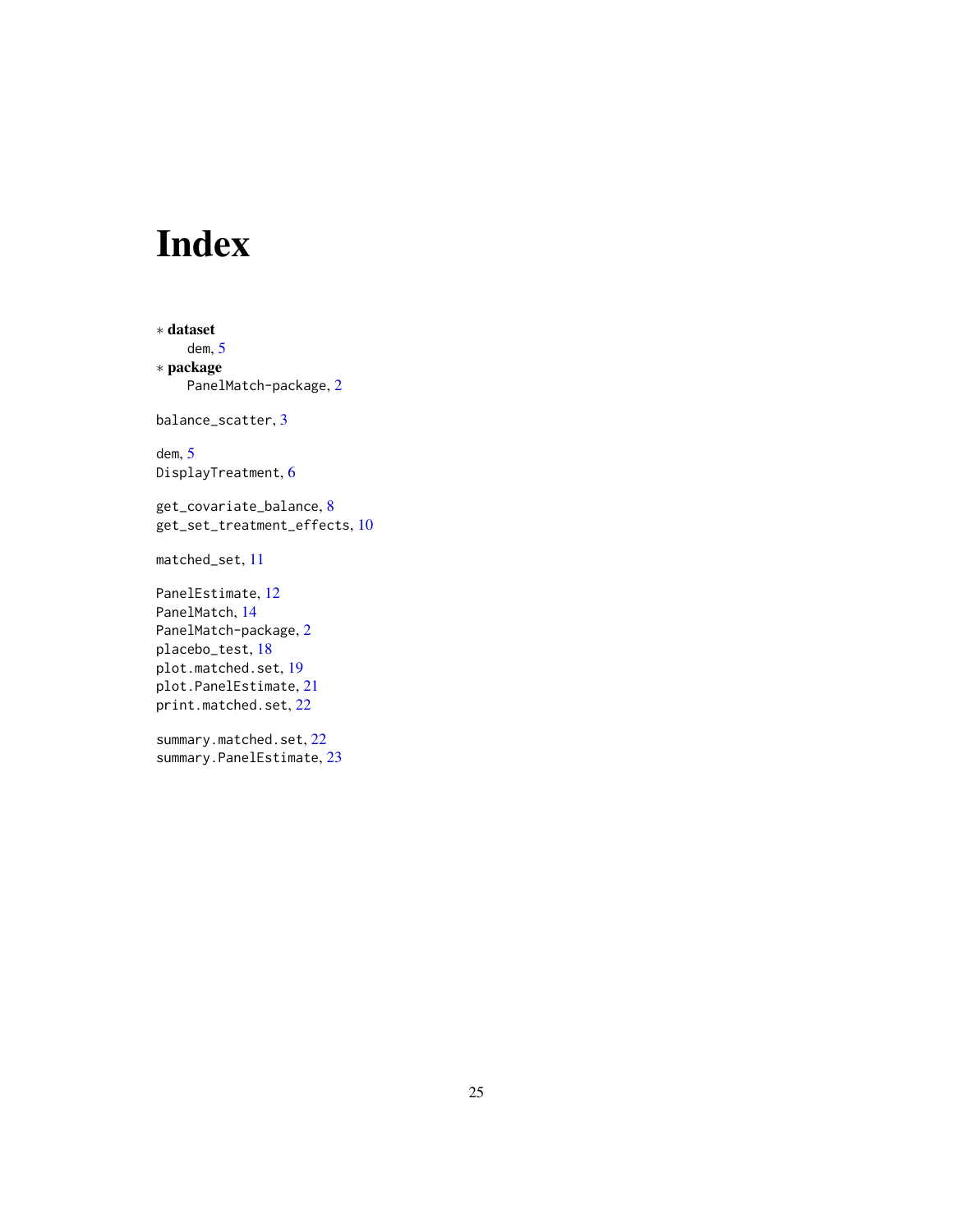# Index

∗ **dataset**
  dem, 5

∗ **package**
  PanelMatch-package, 2

balance_scatter, 3

dem, 5
DisplayTreatment, 6

get_covariate_balance, 8
get_set_treatment_effects, 10

matched_set, 11

PanelEstimate, 12
PanelMatch, 14
PanelMatch-package, 2
placebo_test, 18
plot.matched.set, 19
plot.PanelEstimate, 21
print.matched.set, 22

summary.matched.set, 22
summary.PanelEstimate, 23